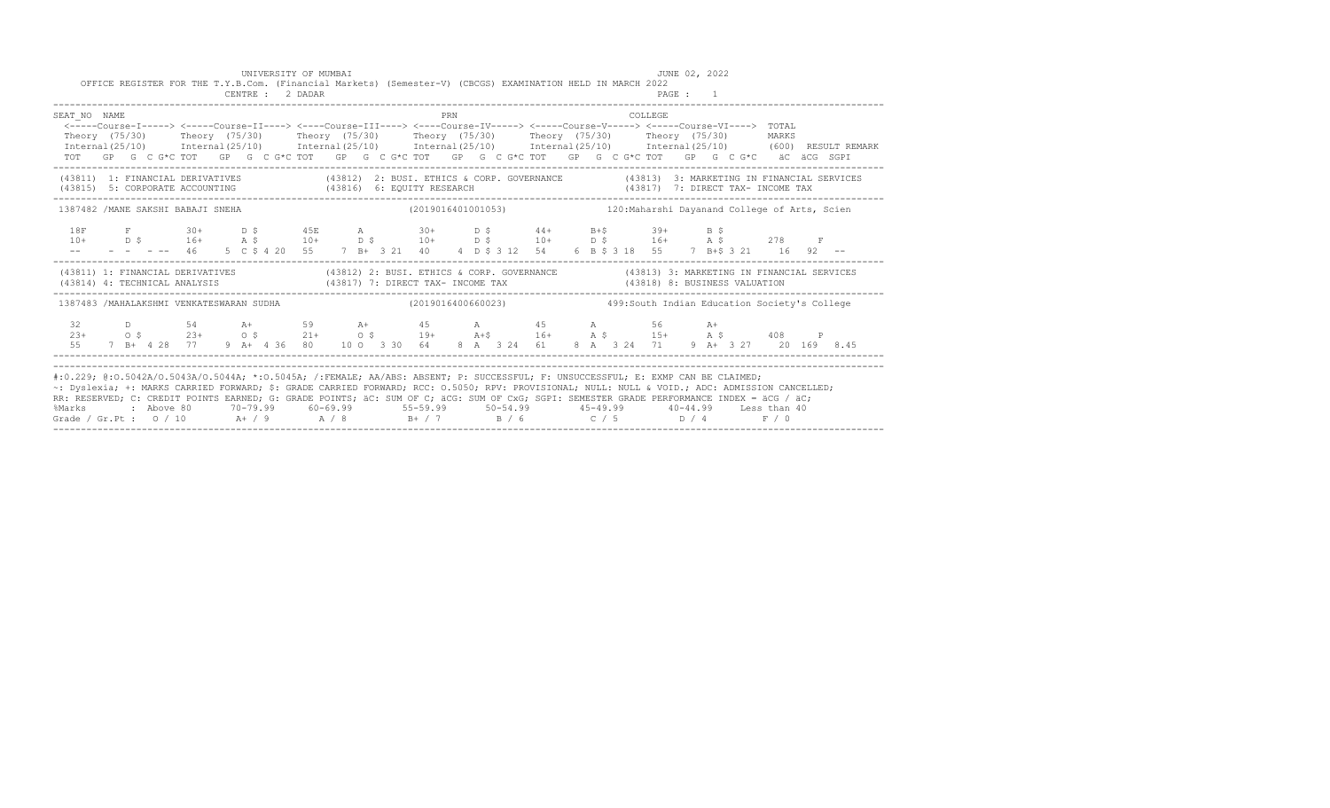UNIVERSITY OF MUMBAI

JUNE 02, 2022

OFFICE REGISTER FOR THE T.Y.B.Com. (Financial Markets) (Semester-V) (CBCGS) EXAMINATION HELD IN MARCH 2022

CENTRE : 2 DADAR

PAGE : 1

```
SEAT_NO  NAME                                                    PRN                                      COLLEGE
 <-----Course-I-----> <-----Course-II----> <----Course-III----> <----Course-IV-----> <-----Course-V-----> <-----Course-VI----> TOTAL
 Theory  (75/30)      Theory  (75/30)      Theory  (75/30)      Theory  (75/30)      Theory  (75/30)      Theory  (75/30)      MARKS
 Internal(25/10)      Internal(25/10)      Internal(25/10)      Internal(25/10)      Internal(25/10)      Internal(25/10)      (600)  RESULT REMARK
 TOT   GP  G  C G*C TOT   GP  G  C G*C TOT   GP  G  C G*C TOT   GP  G  C G*C TOT   GP  G  C G*C TOT   GP  G  C G*C   äC  äCG  SGPI
```

```
(43811) 1: FINANCIAL DERIVATIVES          (43812) 2: BUSI. ETHICS & CORP. GOVERNANCE          (43813) 3: MARKETING IN FINANCIAL SERVICES
(43815) 5: CORPORATE ACCOUNTING           (43816) 6: EQUITY RESEARCH                          (43817) 7: DIRECT TAX- INCOME TAX
```

```
1387482 /MANE SAKSHI BABAJI SNEHA                        (2019016401001053)          120:Maharshi Dayanand College of Arts, Scien

  18F      F        30+      D $       45E      A         30+      D $       44+      B+$       39+      B $
  10+      D $      16+      A $       10+      D $       10+      D $       10+      D $       16+      A $       278     F
  --     - -  - --  46    5  C $ 4 20  55    7  B+  3 21  40    4  D $ 3 12  54    6  B $ 3 18  55    7  B+$ 3 21    16   92   --
```

```
(43811) 1: FINANCIAL DERIVATIVES          (43812) 2: BUSI. ETHICS & CORP. GOVERNANCE          (43813) 3: MARKETING IN FINANCIAL SERVICES
(43814) 4: TECHNICAL ANALYSIS             (43817) 7: DIRECT TAX- INCOME TAX                   (43818) 8: BUSINESS VALUATION
```

```
1387483 /MAHALAKSHMI VENKATESWARAN SUDHA                 (2019016400660023)          499:South Indian Education Society's College

  32       D        54       A+        59       A+        45       A         45       A         56       A+
  23+      O $      23+      O $       21+      O $       19+      A+$       16+      A $       15+      A $       408     P
  55    7  B+  4 28  77    9  A+  4 36  80   10  O   3 30  64    8  A   3 24  61    8  A   3 24  71    9  A+  3 27    20  169  8.45
```

#:0.229; @:O.5042A/O.5043A/O.5044A; *:O.5045A; /:FEMALE; AA/ABS: ABSENT; P: SUCCESSFUL; F: UNSUCCESSFUL; E: EXMP CAN BE CLAIMED;
~: Dyslexia; +: MARKS CARRIED FORWARD; $: GRADE CARRIED FORWARD; RCC: O.5050; RPV: PROVISIONAL; NULL: NULL & VOID.; ADC: ADMISSION CANCELLED;
RR: RESERVED; C: CREDIT POINTS EARNED; G: GRADE POINTS; äC: SUM OF C; äCG: SUM OF CxG; SGPI: SEMESTER GRADE PERFORMANCE INDEX = äCG / äC;

| %Marks | Above 80 | 70-79.99 | 60-69.99 | 55-59.99 | 50-54.99 | 45-49.99 | 40-44.99 | Less than 40 |
|---|---|---|---|---|---|---|---|---|
| Grade / Gr.Pt | O / 10 | A+ / 9 | A / 8 | B+ / 7 | B / 6 | C / 5 | D / 4 | F / 0 |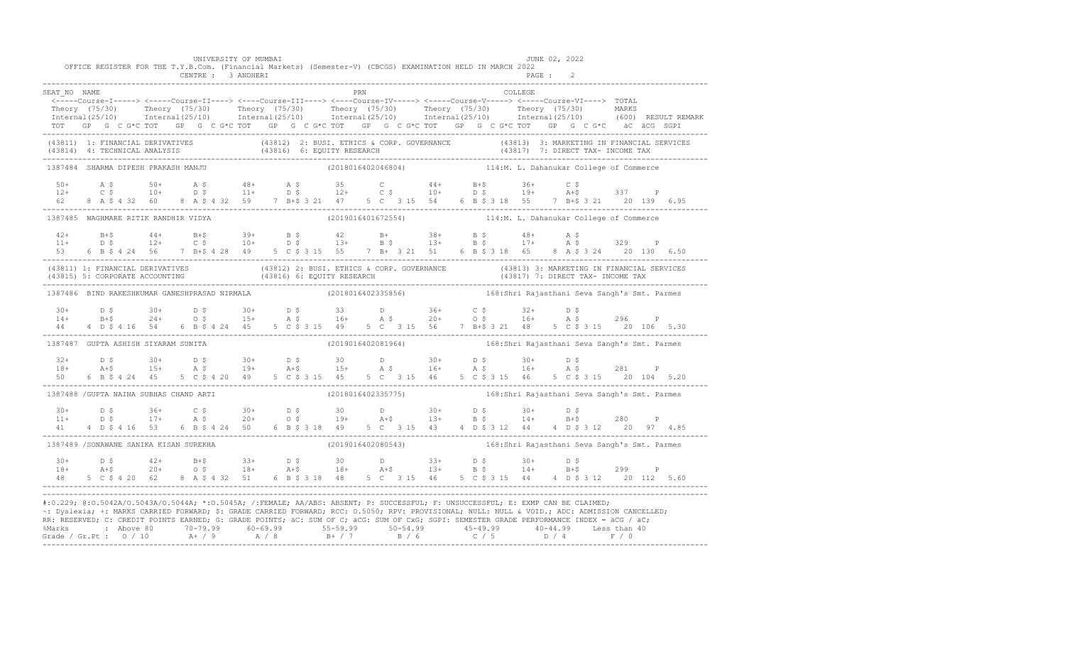UNIVERSITY OF MUMBAI — JUNE 02, 2022

OFFICE REGISTER FOR THE T.Y.B.Com. (Financial Markets) (Semester-V) (CBCGS) EXAMINATION HELD IN MARCH 2022

CENTRE : 3 ANDHERI

```
SEAT_NO  NAME                                                      PRN                                    COLLEGE
 <-----Course-I-----> <-----Course-II----> <----Course-III----> <----Course-IV-----> <-----Course-V-----> <----Course-VI---->  TOTAL
 Theory (75/30)       Theory (75/30)       Theory (75/30)       Theory (75/30)       Theory (75/30)       Theory (75/30)       MARKS
 Internal(25/10)      Internal(25/10)      Internal(25/10)      Internal(25/10)      Internal(25/10)      Internal(25/10)      (600)  RESULT REMARK
 TOT   GP  G  C G*C TOT   GP  G  C G*C TOT   GP  G  C G*C TOT   GP  G  C G*C TOT   GP  G  C G*C TOT   GP  G  C G*C   äC  äCG  SGPI
-----------------------------------------------------------------------------------------------------------------------------------------------
(43811) 1: FINANCIAL DERIVATIVES            (43812) 2: BUSI. ETHICS & CORP. GOVERNANCE          (43813) 3: MARKETING IN FINANCIAL SERVICES
(43814) 4: TECHNICAL ANALYSIS               (43816) 6: EQUITY RESEARCH                          (43817) 7: DIRECT TAX- INCOME TAX
-----------------------------------------------------------------------------------------------------------------------------------------------
1387484  SHARMA DIPESH PRAKASH MANJU                    (2018016402046804)          114:M. L. Dahanukar College of Commerce

 50+     A $      50+     A $      48+     A $      35       C        44+     B+$      36+     C $
 12+     C $      10+     D $      11+     D $      12+     C $      10+     D $      19+     A+$      337     P
 62    8 A $ 4 32  60    8 A $ 4 32  59    7 B+$ 3 21  47    5 C  3 15  54    6 B $ 3 18  55    7 B+$ 3 21   20  139  6.95
-----------------------------------------------------------------------------------------------------------------------------------------------
1387485  WAGHMARE RITIK RANDHIR VIDYA                   (2019016401672554)          114:M. L. Dahanukar College of Commerce

 42+     B+$      44+     B+$      39+     B $      42       B+       38+     B $      48+     A $
 11+     D $      12+     C $      10+     D $      13+     B $      13+     B $      17+     A $      329     P
 53    6 B $ 4 24  56    7 B+$ 4 28  49    5 C $ 3 15  55    7 B+  3 21  51    6 B $ 3 18  65    8 A $ 3 24   20  130  6.50
-----------------------------------------------------------------------------------------------------------------------------------------------
(43811) 1: FINANCIAL DERIVATIVES            (43812) 2: BUSI. ETHICS & CORP. GOVERNANCE          (43813) 3: MARKETING IN FINANCIAL SERVICES
(43815) 5: CORPORATE ACCOUNTING             (43816) 6: EQUITY RESEARCH                          (43817) 7: DIRECT TAX- INCOME TAX
-----------------------------------------------------------------------------------------------------------------------------------------------
1387486  BIND RAKESHKUMAR GANESHPRASAD NIRMALA          (2018016402335856)          168:Shri Rajasthani Seva Sangh's Smt. Parmes

 30+     D $      30+     D $      30+     D $      33       D        36+     C $      32+     D $
 14+     B+$      24+     O $      15+     A $      16+     A $      20+     O $      16+     A $      296     P
 44    4 D $ 4 16  54    6 B $ 4 24  45    5 C $ 3 15  49    5 C  3 15  56    7 B+$ 3 21  48    5 C $ 3 15   20  106  5.30
-----------------------------------------------------------------------------------------------------------------------------------------------
1387487  GUPTA ASHISH SIYARAM SUNITA                    (2019016402081964)          168:Shri Rajasthani Seva Sangh's Smt. Parmes

 32+     D $      30+     D $      30+     D $      30       D        30+     D $      30+     D $
 18+     A+$      15+     A $      19+     A+$      15+     A $      16+     A $      16+     A $      281     P
 50    6 B $ 4 24  45    5 C $ 4 20  49    5 C $ 3 15  45    5 C  3 15  46    5 C $ 3 15  46    5 C $ 3 15   20  104  5.20
-----------------------------------------------------------------------------------------------------------------------------------------------
1387488 /GUPTA NAINA SUBHAS CHAND ARTI                  (2018016402335775)          168:Shri Rajasthani Seva Sangh's Smt. Parmes

 30+     D $      36+     C $      30+     D $      30       D        30+     D $      30+     D $
 11+     D $      17+     A $      20+     O $      19+     A+$      13+     B $      14+     B+$      280     P
 41    4 D $ 4 16  53    6 B $ 4 24  50    6 B $ 3 18  49    5 C  3 15  43    4 D $ 3 12  44    4 D $ 3 12   20   97  4.85
-----------------------------------------------------------------------------------------------------------------------------------------------
1387489 /SONAWANE SANIKA KISAN SUREKHA                  (2019016402080543)          168:Shri Rajasthani Seva Sangh's Smt. Parmes

 30+     D $      42+     B+$      33+     D $      30       D        33+     D $      30+     D $
 18+     A+$      20+     O $      18+     A+$      18+     A+$      13+     B $      14+     B+$      299     P
 48    5 C $ 4 20  62    8 A $ 4 32  51    6 B $ 3 18  48    5 C  3 15  46    5 C $ 3 15  44    4 D $ 3 12   20  112  5.60
-----------------------------------------------------------------------------------------------------------------------------------------------
```

#:O.229; @:O.5042A/O.5043A/O.5044A; *:O.5045A; /:FEMALE; AA/ABS: ABSENT; P: SUCCESSFUL; F: UNSUCCESSFUL; E: EXMP CAN BE CLAIMED;
~: Dyslexia; +: MARKS CARRIED FORWARD; $: GRADE CARRIED FORWARD; RCC: O.5050; RPV: PROVISIONAL; NULL: NULL & VOID.; ADC: ADMISSION CANCELLED;
RR: RESERVED; C: CREDIT POINTS EARNED; G: GRADE POINTS; äC: SUM OF C; äCG: SUM OF CxG; SGPI: SEMESTER GRADE PERFORMANCE INDEX = äCG / äC;

| %Marks | Above 80 | 70-79.99 | 60-69.99 | 55-59.99 | 50-54.99 | 45-49.99 | 40-44.99 | Less than 40 |
|---|---|---|---|---|---|---|---|---|
| Grade / Gr.Pt : | O / 10 | A+ / 9 | A / 8 | B+ / 7 | B / 6 | C / 5 | D / 4 | F / 0 |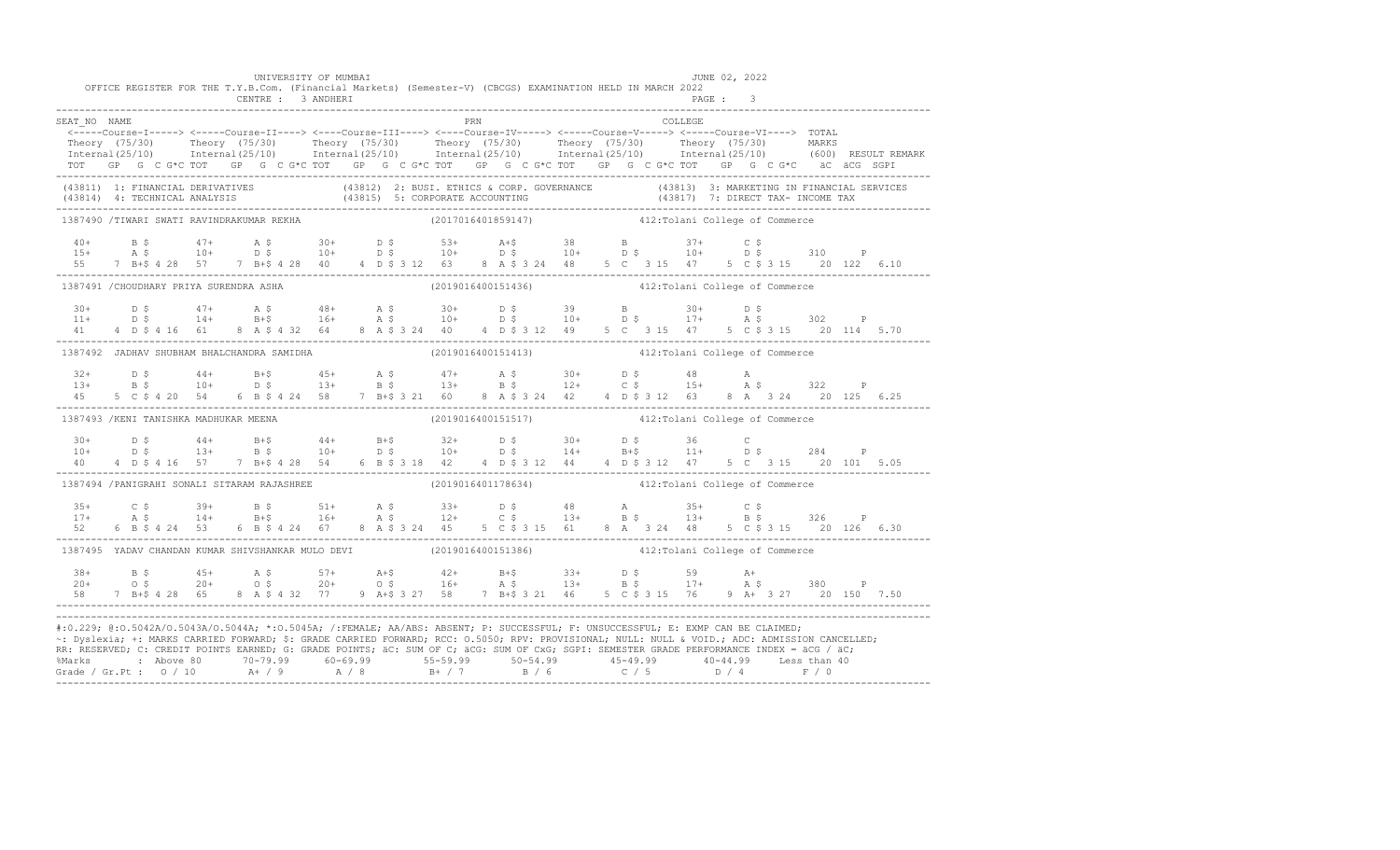UNIVERSITY OF MUMBAI — JUNE 02, 2022

OFFICE REGISTER FOR THE T.Y.B.Com. (Financial Markets) (Semester-V) (CBCGS) EXAMINATION HELD IN MARCH 2022

CENTRE : 3 ANDHERI — PAGE : 3

```
SEAT_NO  NAME                                               PRN                              COLLEGE
 <-----Course-I-----> <-----Course-II----> <----Course-III----> <----Course-IV-----> <-----Course-V-----> <-----Course-VI----> TOTAL
 Theory  (75/30)      Theory  (75/30)      Theory  (75/30)      Theory  (75/30)      Theory  (75/30)      Theory  (75/30)      MARKS
 Internal(25/10)      Internal(25/10)      Internal(25/10)      Internal(25/10)      Internal(25/10)      Internal(25/10)      (600)  RESULT REMARK
 TOT  GP  G  C G*C TOT  GP  G  C G*C TOT  GP  G  C G*C TOT  GP  G  C G*C TOT  GP  G  C G*C TOT  GP  G  C G*C   äC  äCG  SGPI
```

(43811) 1: FINANCIAL DERIVATIVES (43812) 2: BUSI. ETHICS & CORP. GOVERNANCE (43813) 3: MARKETING IN FINANCIAL SERVICES
(43814) 4: TECHNICAL ANALYSIS (43815) 5: CORPORATE ACCOUNTING (43817) 7: DIRECT TAX- INCOME TAX

```
1387490 /TIWARI SWATI RAVINDRAKUMAR REKHA                   (2017016401859147)          412:Tolani College of Commerce

  40+      B $      47+      A $      30+      D $      53+      A+$      38       B        37+      C $
  15+      A $      10+      D $      10+      D $      10+      D $      10+      D $      10+      D $      310    P
  55    7 B+$ 4 28  57    7 B+$ 4 28  40    4 D $ 3 12  63    8 A $ 3 24  48    5 C  3 15  47    5 C $ 3 15    20 122  6.10

1387491 /CHOUDHARY PRIYA SURENDRA ASHA                      (2019016400151436)          412:Tolani College of Commerce

  30+      D $      47+      A $      48+      A $      30+      D $      39       B        30+      D $
  11+      D $      14+      B+$      16+      A $      10+      D $      10+      D $      17+      A $      302    P
  41    4 D $ 4 16  61    8 A $ 4 32  64    8 A $ 3 24  40    4 D $ 3 12  49    5 C  3 15  47    5 C $ 3 15    20 114  5.70

1387492  JADHAV SHUBHAM BHALCHANDRA SAMIDHA                 (2019016400151413)          412:Tolani College of Commerce

  32+      D $      44+      B+$      45+      A $      47+      A $      30+      D $      48       A
  13+      B $      10+      D $      13+      B $      13+      B $      12+      C $      15+      A $      322    P
  45    5 C $ 4 20  54    6 B $ 4 24  58    7 B+$ 3 21  60    8 A $ 3 24  42    4 D $ 3 12  63    8 A  3 24    20 125  6.25

1387493 /KENI TANISHKA MADHUKAR MEENA                       (2019016400151517)          412:Tolani College of Commerce

  30+      D $      44+      B+$      44+      B+$      32+      D $      30+      D $      36       C
  10+      D $      13+      B $      10+      D $      10+      D $      14+      B+$      11+      D $      284    P
  40    4 D $ 4 16  57    7 B+$ 4 28  54    6 B $ 3 18  42    4 D $ 3 12  44    4 D $ 3 12  47    5 C  3 15    20 101  5.05

1387494 /PANIGRAHI SONALI SITARAM RAJASHREE                 (2019016401178634)          412:Tolani College of Commerce

  35+      C $      39+      B $      51+      A $      33+      D $      48       A        35+      C $
  17+      A $      14+      B+$      16+      A $      12+      C $      13+      B $      13+      B $      326    P
  52    6 B $ 4 24  53    6 B $ 4 24  67    8 A $ 3 24  45    5 C $ 3 15  61    8 A  3 24  48    5 C $ 3 15    20 126  6.30

1387495  YADAV CHANDAN KUMAR SHIVSHANKAR MULO DEVI          (2019016400151386)          412:Tolani College of Commerce

  38+      B $      45+      A $      57+      A+$      42+      B+$      33+      D $      59       A+
  20+      O $      20+      O $      20+      O $      16+      A $      13+      B $      17+      A $      380    P
  58    7 B+$ 4 28  65    8 A $ 4 32  77    9 A+$ 3 27  58    7 B+$ 3 21  46    5 C $ 3 15  76    9 A+  3 27    20 150  7.50
```

#:O.229; @:O.5042A/O.5043A/O.5044A; *:O.5045A; /:FEMALE; AA/ABS: ABSENT; P: SUCCESSFUL; F: UNSUCCESSFUL; E: EXMP CAN BE CLAIMED;
~: Dyslexia; +: MARKS CARRIED FORWARD; $: GRADE CARRIED FORWARD; RCC: O.5050; RPV: PROVISIONAL; NULL: NULL & VOID.; ADC: ADMISSION CANCELLED;
RR: RESERVED; C: CREDIT POINTS EARNED; G: GRADE POINTS; äC: SUM OF C; äCG: SUM OF CxG; SGPI: SEMESTER GRADE PERFORMANCE INDEX = äCG / äC;

| %Marks | Above 80 | 70-79.99 | 60-69.99 | 55-59.99 | 50-54.99 | 45-49.99 | 40-44.99 | Less than 40 |
|---|---|---|---|---|---|---|---|---|
| Grade / Gr.Pt : | O / 10 | A+ / 9 | A / 8 | B+ / 7 | B / 6 | C / 5 | D / 4 | F / 0 |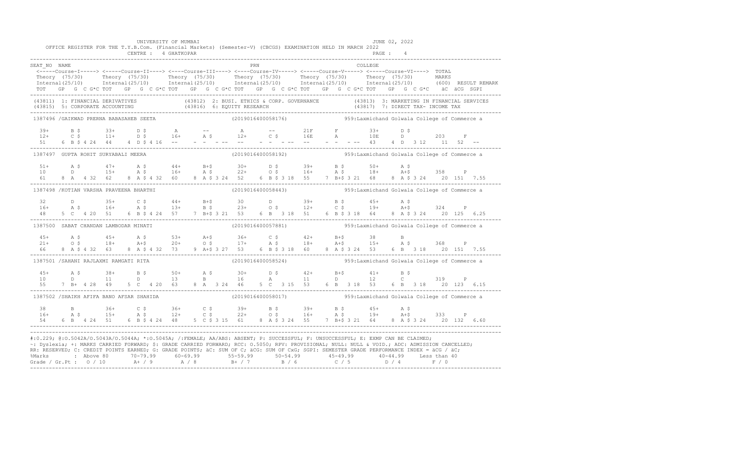UNIVERSITY OF MUMBAI

JUNE 02, 2022

OFFICE REGISTER FOR THE T.Y.B.Com. (Financial Markets) (Semester-V) (CBCGS) EXAMINATION HELD IN MARCH 2022

CENTRE : 4 GHATKOPAR

```
SEAT_NO  NAME                                                          PRN                                   COLLEGE
 <-----Course-I-----> <-----Course-II----> <----Course-III----> <----Course-IV-----> <-----Course-V-----> <-----Course-VI----> TOTAL
 Theory (75/30)      Theory (75/30)      Theory (75/30)      Theory (75/30)      Theory (75/30)      Theory (75/30)       MARKS
 Internal(25/10)     Internal(25/10)     Internal(25/10)     Internal(25/10)     Internal(25/10)     Internal(25/10)      (600)  RESULT REMARK
 TOT   GP  G  C G*C TOT   GP  G  C G*C TOT   GP  G  C G*C TOT   GP  G  C G*C TOT   GP  G  C G*C TOT   GP  G  C G*C   äC  äCG  SGPI
--------------------------------------------------------------------------------------------------------------------------------------
 (43811) 1: FINANCIAL DERIVATIVES            (43812) 2: BUSI. ETHICS & CORP. GOVERNANCE         (43813) 3: MARKETING IN FINANCIAL SERVICES
 (43815) 5: CORPORATE ACCOUNTING             (43816) 6: EQUITY RESEARCH                         (43817) 7: DIRECT TAX- INCOME TAX
--------------------------------------------------------------------------------------------------------------------------------------
 1387496 /GAIKWAD PRERNA BABASAHEB SEETA                      (2019016400058176)          959:Laxmichand Golwala College of Commerce a

  39+      B $      33+      D $       A        --          A        --          21F      F          33+      D $
  12+      C $      11+      D $       16+      A $         12+      C $         16E      A          10E      D          203     F
  51     6  B $ 4 24   44    4  D $ 4 16   --     - -  - --   --     - -  - --   --     - -  - --   43     4  D  3 12    11  52   --
--------------------------------------------------------------------------------------------------------------------------------------
 1387497  GUPTA ROHIT SURYABALI MEERA                         (2019016400058192)          959:Laxmichand Golwala College of Commerce a

  51+      A $      47+      A $       44+      B+$         30+      D $         39+      B $        50+      A $
  10       D        15+      A $       16+      A $         22+      O $         16+      A $        18+      A+$        358     P
  61     8  A   4 32   62    8  A $ 4 32   60     8  A $ 3 24   52     6  B $ 3 18   55     7  B+$ 3 21   68     8  A $ 3 24    20  151  7.55
--------------------------------------------------------------------------------------------------------------------------------------
 1387498 /KOTIAN VARSHA PRAVEENA BHARTHI                      (2019016400058443)          959:Laxmichand Golwala College of Commerce a

  32       D        35+      C $       44+      B+$         30       D           39+      B $        45+      A $
  16+      A $      16+      A $       13+      B $         23+      O $         12+      C $        19+      A+$        324     P
  48     5  C   4 20   51    6  B $ 4 24   57     7  B+$ 3 21   53     6  B   3 18   51     6  B $ 3 18   64     8  A $ 3 24    20  125  6.25
--------------------------------------------------------------------------------------------------------------------------------------
 1387500  SABAT CHANDAN LAMBODAR MINATI                       (2019016400057881)          959:Laxmichand Golwala College of Commerce a

  45+      A $      45+      A $       53+      A+$         36+      C $         42+      B+$        38       B
  21+      O $      18+      A+$       20+      O $         17+      A $         18+      A+$        15+      A $        368     P
  66     8  A $ 4 32   63    8  A $ 4 32   73     9  A+$ 3 27   53     6  B $ 3 18   60     8  A $ 3 24   53     6  B   3 18    20  151  7.55
--------------------------------------------------------------------------------------------------------------------------------------
 1387501 /SAHANI RAJLAXMI RAMGATI RITA                        (2019016400058524)          959:Laxmichand Golwala College of Commerce a

  45+      A $      38+      B $       50+      A $         30+      D $         42+      B+$        41+      B $
  10       D        11       D         13       B           16       A           11       D          12       C          319     P
  55     7  B+  4 28   49    5  C   4 20   63     8  A   3 24   46     5  C   3 15   53     6  B   3 18   53     6  B   3 18    20  123  6.15
--------------------------------------------------------------------------------------------------------------------------------------
 1387502 /SHAIKH AFIFA BANO AFSAR SHAHIDA                     (2019016400058017)          959:Laxmichand Golwala College of Commerce a

  38       B        36+      C $       36+      C $         39+      B $         39+      B $        45+      A $
  16+      A $      15+      A $       12+      C $         22+      O $         16+      A $        19+      A+$        333     P
  54     6  B   4 24   51    6  B $ 4 24   48     5  C $ 3 15   61     8  A $ 3 24   55     7  B+$ 3 21   64     8  A $ 3 24    20  132  6.60
--------------------------------------------------------------------------------------------------------------------------------------
```

#:0.229; @:O.5042A/O.5043A/O.5044A; *:O.5045A; /:FEMALE; AA/ABS: ABSENT; P: SUCCESSFUL; F: UNSUCCESSFUL; E: EXMP CAN BE CLAIMED;
~: Dyslexia; +: MARKS CARRIED FORWARD; $: GRADE CARRIED FORWARD; RCC: O.5050; RPV: PROVISIONAL; NULL: NULL & VOID.; ADC: ADMISSION CANCELLED;
RR: RESERVED; C: CREDIT POINTS EARNED; G: GRADE POINTS; äC: SUM OF C; äCG: SUM OF CxG; SGPI: SEMESTER GRADE PERFORMANCE INDEX = äCG / äC;

| %Marks | : Above 80 | 70-79.99 | 60-69.99 | 55-59.99 | 50-54.99 | 45-49.99 | 40-44.99 | Less than 40 |
|---|---|---|---|---|---|---|---|---|
| Grade / Gr.Pt : | O / 10 | A+ / 9 | A / 8 | B+ / 7 | B / 6 | C / 5 | D / 4 | F / 0 |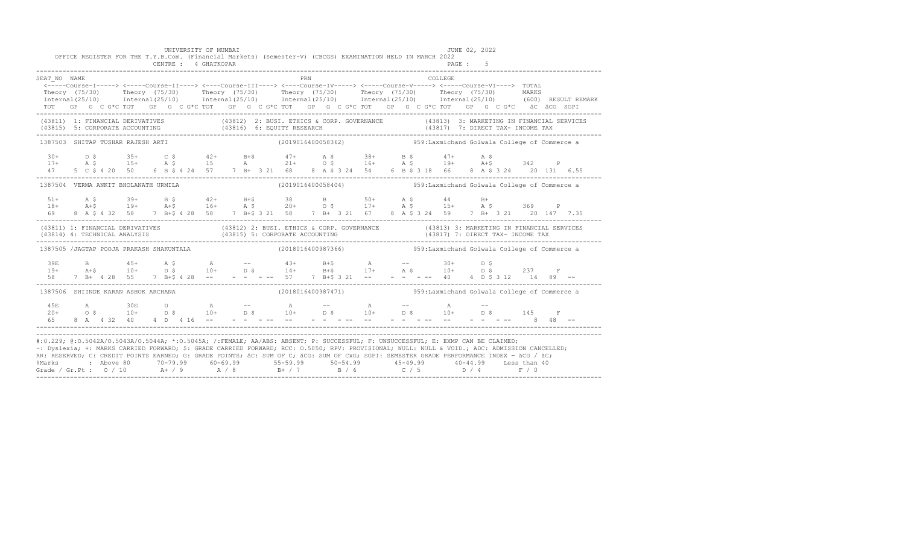UNIVERSITY OF MUMBAI — JUNE 02, 2022

OFFICE REGISTER FOR THE T.Y.B.Com. (Financial Markets) (Semester-V) (CBCGS) EXAMINATION HELD IN MARCH 2022

CENTRE : 4 GHATKOPAR

```
SEAT_NO  NAME                                                          PRN                                      COLLEGE
 <-----Course-I-----> <-----Course-II----> <----Course-III----> <----Course-IV-----> <-----Course-V-----> <-----Course-VI---->  TOTAL
 Theory (75/30)     Theory (75/30)      Theory (75/30)      Theory (75/30)      Theory (75/30)       Theory (75/30)       MARKS
 Internal(25/10)    Internal(25/10)     Internal(25/10)     Internal(25/10)     Internal(25/10)      Internal(25/10)      (600)  RESULT REMARK
 TOT  GP  G  C G*C TOT  GP  G  C G*C TOT  GP  G  C G*C TOT  GP  G  C G*C TOT  GP  G  C G*C TOT  GP  G  C G*C  äC  äCG  SGPI
-------------------------------------------------------------------------------------------------------------------------------------------
(43811) 1: FINANCIAL DERIVATIVES          (43812) 2: BUSI. ETHICS & CORP. GOVERNANCE        (43813) 3: MARKETING IN FINANCIAL SERVICES
(43815) 5: CORPORATE ACCOUNTING           (43816) 6: EQUITY RESEARCH                        (43817) 7: DIRECT TAX- INCOME TAX
-------------------------------------------------------------------------------------------------------------------------------------------
1387503  SHITAP TUSHAR RAJESH ARTI                    (2019016400058362)          959:Laxmichand Golwala College of Commerce a

 30+     D $      35+     C $      42+     B+$      47+     A $      38+     B $      47+     A $
 17+     A $      15+     A $      15      A        21+     O $      16+     A $      19+     A+$      342    P
 47    5 C $ 4 20  50    6 B $ 4 24  57    7 B+ 3 21  68    8 A $ 3 24  54    6 B $ 3 18  66    8 A $ 3 24   20 131  6.55
-------------------------------------------------------------------------------------------------------------------------------------------
1387504  VERMA ANKIT BHOLANATH URMILA                 (2019016400058404)          959:Laxmichand Golwala College of Commerce a

 51+     A $      39+     B $      42+     B+$      38      B        50+     A $      44      B+
 18+     A+$      19+     A+$      16+     A $      20+     O $      17+     A $      15+     A $      369    P
 69    8 A $ 4 32  58    7 B+$ 4 28  58    7 B+$ 3 21  58    7 B+ 3 21  67    8 A $ 3 24  59    7 B+ 3 21   20 147  7.35
-------------------------------------------------------------------------------------------------------------------------------------------
(43811) 1: FINANCIAL DERIVATIVES          (43812) 2: BUSI. ETHICS & CORP. GOVERNANCE        (43813) 3: MARKETING IN FINANCIAL SERVICES
(43814) 4: TECHNICAL ANALYSIS             (43815) 5: CORPORATE ACCOUNTING                   (43817) 7: DIRECT TAX- INCOME TAX
-------------------------------------------------------------------------------------------------------------------------------------------
1387505 /JAGTAP POOJA PRAKASH SHAKUNTALA             (2018016400987366)          959:Laxmichand Golwala College of Commerce a

 39E     B        45+     A $      A       --       43+     B+$      A       --       30+     D $
 19+     A+$      10+     D $      10+     D $      14+     B+$      17+     A $      10+     D $      237    F
 58    7 B+ 4 28  55    7 B+$ 4 28  --    - - - --  57    7 B+$ 3 21  --    - - - --  40    4 D $ 3 12   14  89  --
-------------------------------------------------------------------------------------------------------------------------------------------
1387506  SHINDE KARAN ASHOK ARCHANA                   (2018016400987471)          959:Laxmichand Golwala College of Commerce a

 45E     A        30E     D        A       --       A       --       A       --       A       --
 20+     O $      10+     D $      10+     D $      10+     D $      10+     D $      10+     D $      145    F
 65    8 A  4 32  40    4 D  4 16  --    - - - --  --    - - - --  --    - - - --  --    - - - --    8  48  --
-------------------------------------------------------------------------------------------------------------------------------------------
```

#:0.229; @:O.5042A/O.5043A/O.5044A; *:O.5045A; /:FEMALE; AA/ABS: ABSENT; P: SUCCESSFUL; F: UNSUCCESSFUL; E: EXMP CAN BE CLAIMED;
~: Dyslexia; +: MARKS CARRIED FORWARD; $: GRADE CARRIED FORWARD; RCC: O.5050; RPV: PROVISIONAL; NULL: NULL & VOID.; ADC: ADMISSION CANCELLED;
RR: RESERVED; C: CREDIT POINTS EARNED; G: GRADE POINTS; äC: SUM OF C; äCG: SUM OF CxG; SGPI: SEMESTER GRADE PERFORMANCE INDEX = äCG / äC;

| %Marks | Above 80 | 70-79.99 | 60-69.99 | 55-59.99 | 50-54.99 | 45-49.99 | 40-44.99 | Less than 40 |
|---|---|---|---|---|---|---|---|---|
| Grade / Gr.Pt : | O / 10 | A+ / 9 | A / 8 | B+ / 7 | B / 6 | C / 5 | D / 4 | F / 0 |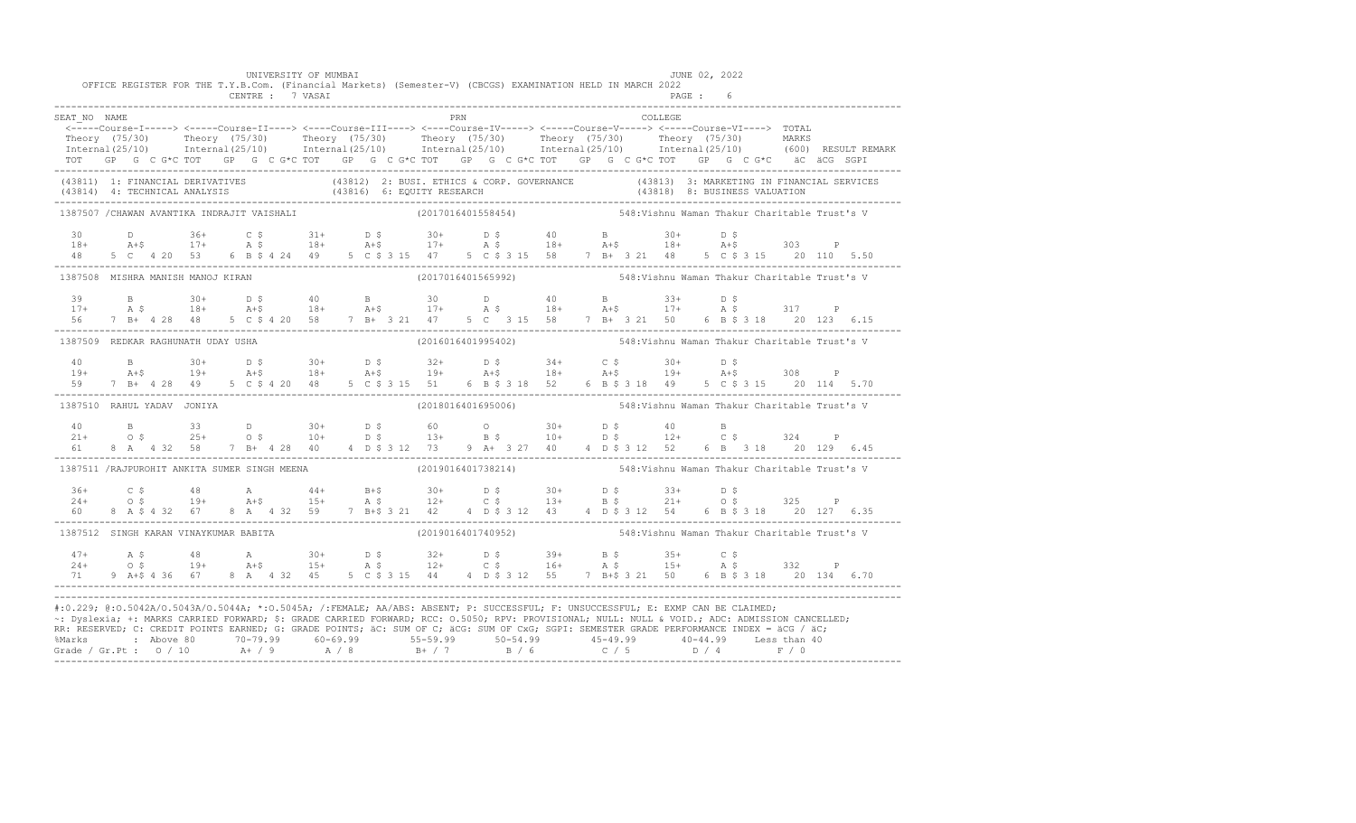UNIVERSITY OF MUMBAI — JUNE 02, 2022

OFFICE REGISTER FOR THE T.Y.B.Com. (Financial Markets) (Semester-V) (CBCGS) EXAMINATION HELD IN MARCH 2022

CENTRE : 7 VASAI

```
SEAT_NO  NAME                                                        PRN                              COLLEGE
 <-----Course-I-----> <-----Course-II----> <----Course-III----> <----Course-IV-----> <-----Course-V-----> <----Course-VI----> TOTAL
 Theory (75/30)       Theory (75/30)       Theory (75/30)       Theory (75/30)       Theory (75/30)       Theory (75/30)       MARKS
 Internal(25/10)      Internal(25/10)      Internal(25/10)      Internal(25/10)      Internal(25/10)      Internal(25/10)      (600)  RESULT REMARK
 TOT  GP  G  C G*C TOT  GP  G  C G*C TOT  GP  G  C G*C TOT  GP  G  C G*C TOT  GP  G  C G*C TOT  GP  G  C G*C  äC  äCG  SGPI
-----------------------------------------------------------------------------------------------------------------------------------------------
(43811) 1: FINANCIAL DERIVATIVES          (43812) 2: BUSI. ETHICS & CORP. GOVERNANCE        (43813) 3: MARKETING IN FINANCIAL SERVICES
(43814) 4: TECHNICAL ANALYSIS             (43816) 6: EQUITY RESEARCH                        (43818) 8: BUSINESS VALUATION
-----------------------------------------------------------------------------------------------------------------------------------------------
1387507 /CHAWAN AVANTIKA INDRAJIT VAISHALI          (2017016401558454)        548:Vishnu Waman Thakur Charitable Trust's V

  30      D        36+     C $      31+     D $      30+     D $      40       B        30+     D $
  18+     A+$      17+     A $      18+     A+$      17+     A $      18+     A+$      18+     A+$      303    P
  48   5  C   4 20  53   6 B $ 4 24  49   5 C $ 3 15  47   5 C $ 3 15  58   7 B+  3 21  48   5 C $ 3 15   20 110  5.50
-----------------------------------------------------------------------------------------------------------------------------------------------
1387508  MISHRA MANISH MANOJ KIRAN                  (2017016401565992)        548:Vishnu Waman Thakur Charitable Trust's V

  39      B        30+     D $      40      B        30      D        40       B        33+     D $
  17+     A $      18+     A+$      18+     A+$      17+     A $      18+     A+$      17+     A $      317    P
  56   7  B+  4 28  48   5 C $ 4 20  58   7 B+  3 21  47   5 C   3 15  58   7 B+  3 21  50   6 B $ 3 18   20 123  6.15
-----------------------------------------------------------------------------------------------------------------------------------------------
1387509  REDKAR RAGHUNATH UDAY USHA                 (2016016401995402)        548:Vishnu Waman Thakur Charitable Trust's V

  40      B        30+     D $      30+     D $      32+     D $      34+      C $      30+     D $
  19+     A+$      19+     A+$      18+     A+$      19+     A+$      18+     A+$      19+     A+$      308    P
  59   7  B+  4 28  49   5 C $ 4 20  48   5 C $ 3 15  51   6 B $ 3 18  52   6 B $ 3 18  49   5 C $ 3 15   20 114  5.70
-----------------------------------------------------------------------------------------------------------------------------------------------
1387510  RAHUL YADAV  JONIYA                        (2018016401695006)        548:Vishnu Waman Thakur Charitable Trust's V

  40      B        33      D        30+     D $      60      O        30+      D $      40      B
  21+     O $      25+     O $      10+     D $      13+     B $      10+     D $      12+     C $      324    P
  61   8  A   4 32  58   7 B+  4 28  40   4 D $ 3 12  73   9 A+  3 27  40   4 D $ 3 12  52   6 B   3 18   20 129  6.45
-----------------------------------------------------------------------------------------------------------------------------------------------
1387511 /RAJPUROHIT ANKITA SUMER SINGH MEENA        (2019016401738214)        548:Vishnu Waman Thakur Charitable Trust's V

  36+     C $      48      A        44+     B+$      30+     D $      30+      D $      33+     D $
  24+     O $      19+     A+$      15+     A $      12+     C $      13+     B $      21+     O $      325    P
  60   8  A $ 4 32  67   8 A   4 32  59   7 B+$ 3 21  42   4 D $ 3 12  43   4 D $ 3 12  54   6 B $ 3 18   20 127  6.35
-----------------------------------------------------------------------------------------------------------------------------------------------
1387512  SINGH KARAN VINAYKUMAR BABITA              (2019016401740952)        548:Vishnu Waman Thakur Charitable Trust's V

  47+     A $      48      A        30+     D $      32+     D $      39+      B $      35+     C $
  24+     O $      19+     A+$      15+     A $      12+     C $      16+     A $      15+     A $      332    P
  71   9  A+$ 4 36  67   8 A   4 32  45   5 C $ 3 15  44   4 D $ 3 12  55   7 B+$ 3 21  50   6 B $ 3 18   20 134  6.70
-----------------------------------------------------------------------------------------------------------------------------------------------
```

#:O.229; @:O.5042A/O.5043A/O.5044A; *:O.5045A; /:FEMALE; AA/ABS: ABSENT; P: SUCCESSFUL; F: UNSUCCESSFUL; E: EXMP CAN BE CLAIMED;
~: Dyslexia; +: MARKS CARRIED FORWARD; $: GRADE CARRIED FORWARD; RCC: O.5050; RPV: PROVISIONAL; NULL: NULL & VOID.; ADC: ADMISSION CANCELLED;
RR: RESERVED; C: CREDIT POINTS EARNED; G: GRADE POINTS; äC: SUM OF C; äCG: SUM OF CxG; SGPI: SEMESTER GRADE PERFORMANCE INDEX = äCG / äC;

| %Marks | Above 80 | 70-79.99 | 60-69.99 | 55-59.99 | 50-54.99 | 45-49.99 | 40-44.99 | Less than 40 |
|---|---|---|---|---|---|---|---|---|
| Grade / Gr.Pt : | O / 10 | A+ / 9 | A / 8 | B+ / 7 | B / 6 | C / 5 | D / 4 | F / 0 |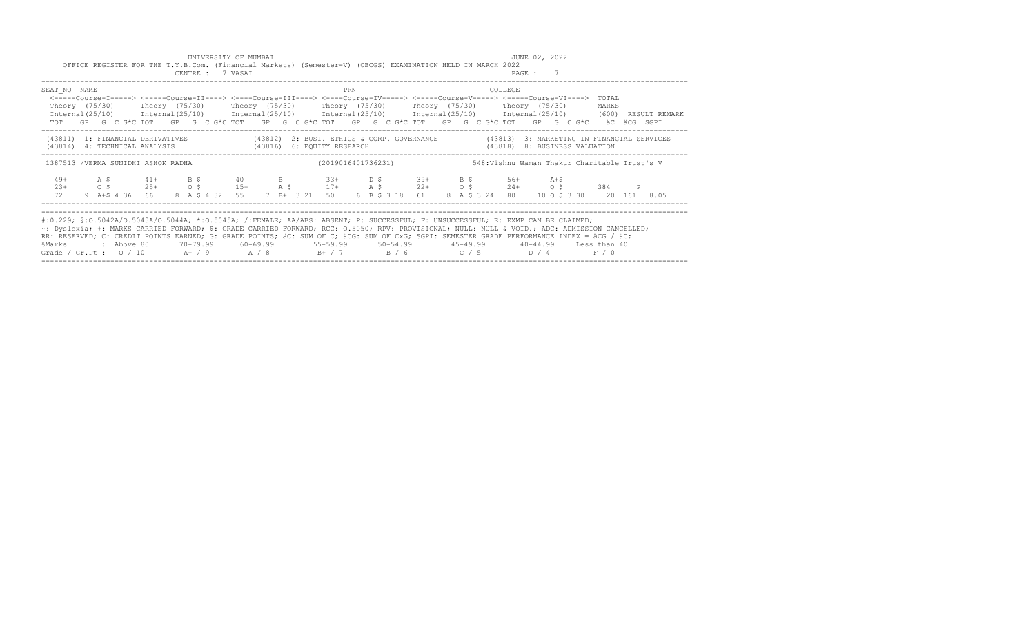UNIVERSITY OF MUMBAI

JUNE 02, 2022

OFFICE REGISTER FOR THE T.Y.B.Com. (Financial Markets) (Semester-V) (CBCGS) EXAMINATION HELD IN MARCH 2022

CENTRE : 7 VASAI

PAGE : 7

```
SEAT_NO  NAME                                                     PRN                                          COLLEGE
 <-----Course-I-----> <-----Course-II----> <----Course-III----> <----Course-IV-----> <-----Course-V-----> <-----Course-VI---->  TOTAL
 Theory  (75/30)      Theory  (75/30)      Theory  (75/30)      Theory  (75/30)      Theory  (75/30)      Theory  (75/30)       MARKS
 Internal(25/10)      Internal(25/10)      Internal(25/10)      Internal(25/10)      Internal(25/10)      Internal(25/10)       (600)  RESULT REMARK
 TOT   GP  G  C G*C TOT   GP  G  C G*C TOT   GP  G  C G*C TOT   GP  G  C G*C TOT   GP  G  C G*C TOT   GP  G  C G*C   äC  äCG  SGPI
```

```
(43811)  1: FINANCIAL DERIVATIVES             (43812)  2: BUSI. ETHICS & CORP. GOVERNANCE          (43813)  3: MARKETING IN FINANCIAL SERVICES
(43814)  4: TECHNICAL ANALYSIS                (43816)  6: EQUITY RESEARCH                          (43818)  8: BUSINESS VALUATION
```

```
1387513 /VERMA SUNIDHI ASHOK RADHA                         (2019016401736231)          548:Vishnu Waman Thakur Charitable Trust's V

  49+      A $       41+      B $       40       B          33+      D $       39+      B $       56+      A+$
  23+      O $       25+      O $       15+      A $        17+      A $       22+      O $       24+      O $       384     P
  72    9  A+$ 4 36  66    8  A $ 4 32  55    7  B+  3 21   50    6  B $ 3 18  61    8  A $ 3 24  80    10 O $ 3 30    20  161  8.05
```

#:0.229; @:O.5042A/O.5043A/O.5044A; *:O.5045A; /:FEMALE; AA/ABS: ABSENT; P: SUCCESSFUL; F: UNSUCCESSFUL; E: EXMP CAN BE CLAIMED;
~: Dyslexia; +: MARKS CARRIED FORWARD; $: GRADE CARRIED FORWARD; RCC: O.5050; RPV: PROVISIONAL; NULL: NULL & VOID.; ADC: ADMISSION CANCELLED;
RR: RESERVED; C: CREDIT POINTS EARNED; G: GRADE POINTS; äC: SUM OF C; äCG: SUM OF CxG; SGPI: SEMESTER GRADE PERFORMANCE INDEX = äCG / äC;

| %Marks | : Above 80 | 70-79.99 | 60-69.99 | 55-59.99 | 50-54.99 | 45-49.99 | 40-44.99 | Less than 40 |
|---|---|---|---|---|---|---|---|---|
| Grade / Gr.Pt : | O / 10 | A+ / 9 | A / 8 | B+ / 7 | B / 6 | C / 5 | D / 4 | F / 0 |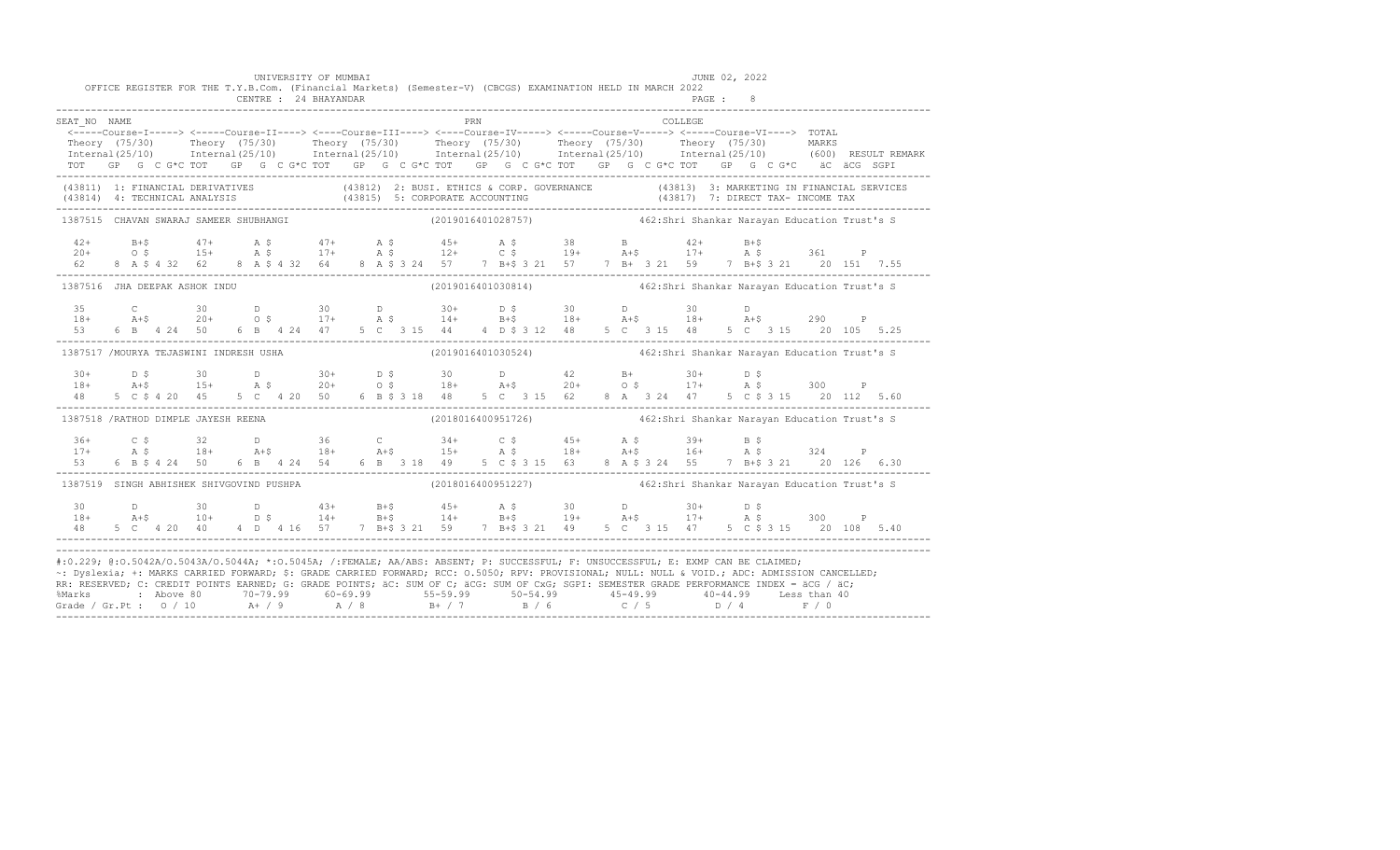UNIVERSITY OF MUMBAI

OFFICE REGISTER FOR THE T.Y.B.Com. (Financial Markets) (Semester-V) (CBCGS) EXAMINATION HELD IN MARCH 2022

CENTRE : 24 BHAYANDAR

JUNE 02, 2022

```
SEAT_NO  NAME                                                         PRN                                         COLLEGE
 <-----Course-I-----> <-----Course-II----> <----Course-III----> <----Course-IV-----> <-----Course-V-----> <-----Course-VI----> TOTAL
 Theory (75/30)       Theory (75/30)       Theory (75/30)       Theory (75/30)       Theory (75/30)       Theory (75/30)       MARKS
 Internal(25/10)      Internal(25/10)      Internal(25/10)      Internal(25/10)      Internal(25/10)      Internal(25/10)      (600)  RESULT REMARK
 TOT   GP  G  C G*C TOT   GP  G  C G*C TOT   GP  G  C G*C TOT   GP  G  C G*C TOT   GP  G  C G*C TOT   GP  G  C G*C   äC  äCG  SGPI
-------------------------------------------------------------------------------------------------------------------------------------------
(43811) 1: FINANCIAL DERIVATIVES              (43812) 2: BUSI. ETHICS & CORP. GOVERNANCE          (43813) 3: MARKETING IN FINANCIAL SERVICES
(43814) 4: TECHNICAL ANALYSIS                 (43815) 5: CORPORATE ACCOUNTING                     (43817) 7: DIRECT TAX- INCOME TAX
-------------------------------------------------------------------------------------------------------------------------------------------
1387515  CHAVAN SWARAJ SAMEER SHUBHANGI                          (2019016401028757)          462:Shri Shankar Narayan Education Trust's S

  42+      B+$       47+      A $       47+      A $       45+      A $       38       B        42+      B+$
  20+      O $       15+      A $       17+      A $       12+      C $       19+      A+$       17+      A $       361     P
  62    8  A $ 4 32  62    8  A $ 4 32  64    8  A $ 3 24  57    7  B+$ 3 21  57    7  B+  3 21  59    7  B+$ 3 21    20  151  7.55
-------------------------------------------------------------------------------------------------------------------------------------------
1387516  JHA DEEPAK ASHOK INDU                                   (2019016401030814)          462:Shri Shankar Narayan Education Trust's S

  35       C         30       D         30       D         30+      D $       30       D        30       D
  18+      A+$       20+      O $       17+      A $       14+      B+$       18+      A+$       18+      A+$       290     P
  53    6  B   4 24  50    6  B   4 24  47    5  C   3 15  44    4  D $ 3 12  48    5  C   3 15  48    5  C   3 15    20  105  5.25
-------------------------------------------------------------------------------------------------------------------------------------------
1387517  /MOURYA TEJASWINI INDRESH USHA                          (2019016401030524)          462:Shri Shankar Narayan Education Trust's S

  30+      D $       30       D         30+      D $       30       D         42       B+       30+      D $
  18+      A+$       15+      A $       20+      O $       18+      A+$       20+      O $       17+      A $       300     P
  48    5  C $ 4 20  45    5  C   4 20  50    6  B $ 3 18  48    5  C   3 15  62    8  A   3 24  47    5  C $ 3 15    20  112  5.60
-------------------------------------------------------------------------------------------------------------------------------------------
1387518  /RATHOD DIMPLE JAYESH REENA                             (2018016400951726)          462:Shri Shankar Narayan Education Trust's S

  36+      C $       32       D         36       C         34+      C $       45+      A $       39+      B $
  17+      A $       18+      A+$       18+      A+$       15+      A $       18+      A+$       16+      A $       324     P
  53    6  B $ 4 24  50    6  B   4 24  54    6  B   3 18  49    5  C $ 3 15  63    8  A $ 3 24  55    7  B+$ 3 21    20  126  6.30
-------------------------------------------------------------------------------------------------------------------------------------------
1387519  SINGH ABHISHEK SHIVGOVIND PUSHPA                        (2018016400951227)          462:Shri Shankar Narayan Education Trust's S

  30       D         30       D         43+      B+$       45+      A $       30       D        30+      D $
  18+      A+$       10+      D $       14+      B+$       14+      B+$       19+      A+$       17+      A $       300     P
  48    5  C   4 20  40    4  D   4 16  57    7  B+$ 3 21  59    7  B+$ 3 21  49    5  C   3 15  47    5  C $ 3 15    20  108  5.40
-------------------------------------------------------------------------------------------------------------------------------------------
```

#:0.229; @:O.5042A/O.5043A/O.5044A; *:O.5045A; /:FEMALE; AA/ABS: ABSENT; P: SUCCESSFUL; F: UNSUCCESSFUL; E: EXMP CAN BE CLAIMED;
~: Dyslexia; +: MARKS CARRIED FORWARD; $: GRADE CARRIED FORWARD; RCC: O.5050; RPV: PROVISIONAL; NULL: NULL & VOID.; ADC: ADMISSION CANCELLED;
RR: RESERVED; C: CREDIT POINTS EARNED; G: GRADE POINTS; äC: SUM OF C; äCG: SUM OF CxG; SGPI: SEMESTER GRADE PERFORMANCE INDEX = äCG / äC;

| %Marks | Above 80 | 70-79.99 | 60-69.99 | 55-59.99 | 50-54.99 | 45-49.99 | 40-44.99 | Less than 40 |
|---|---|---|---|---|---|---|---|---|
| Grade / Gr.Pt | O / 10 | A+ / 9 | A / 8 | B+ / 7 | B / 6 | C / 5 | D / 4 | F / 0 |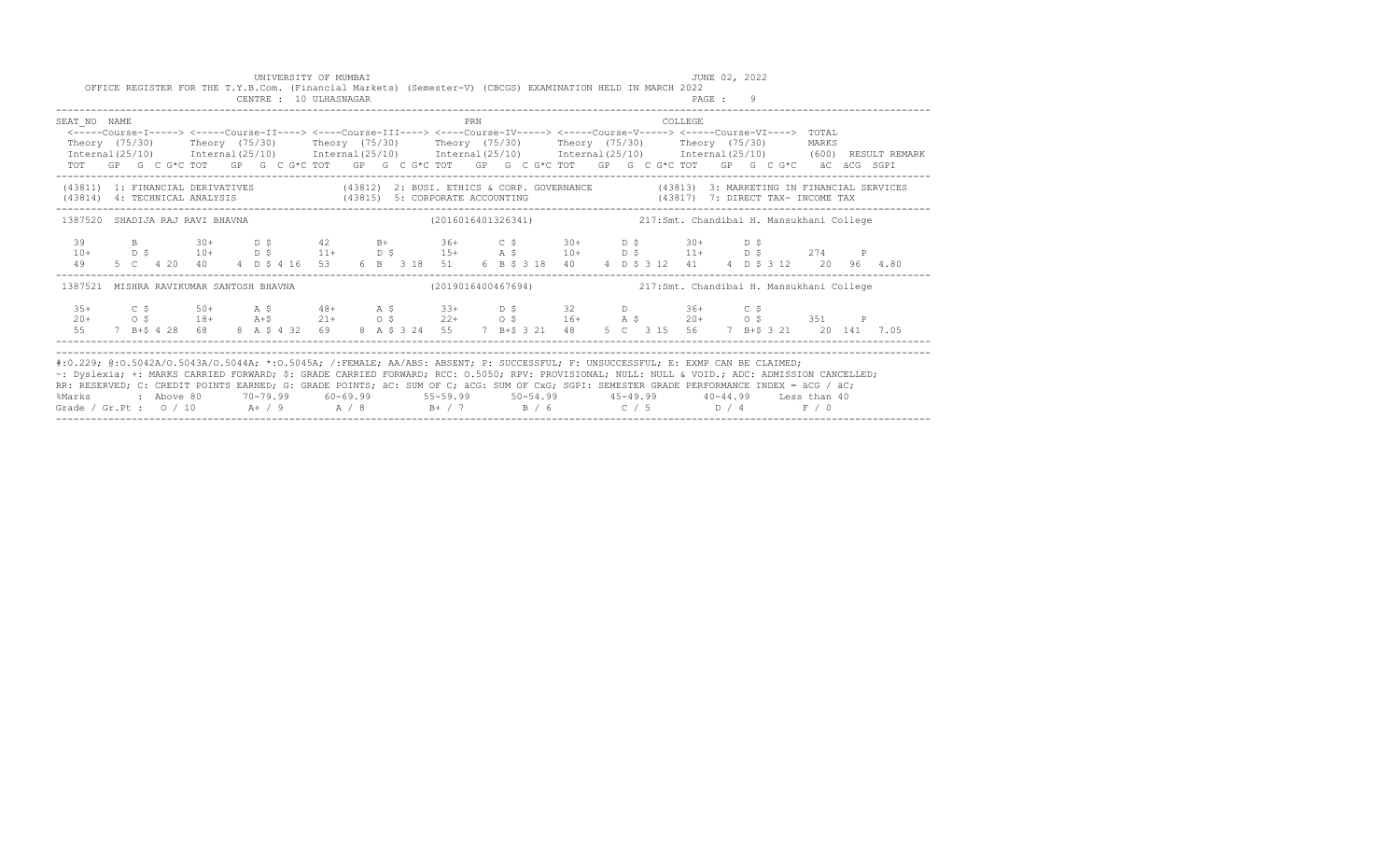UNIVERSITY OF MUMBAI

JUNE 02, 2022

OFFICE REGISTER FOR THE T.Y.B.Com. (Financial Markets) (Semester-V) (CBCGS) EXAMINATION HELD IN MARCH 2022

CENTRE : 10 ULHASNAGAR

SEAT_NO NAME | PRN | COLLEGE

```
 <-----Course-I-----> <-----Course-II----> <----Course-III----> <----Course-IV-----> <-----Course-V-----> <-----Course-VI---->  TOTAL
 Theory  (75/30)      Theory  (75/30)      Theory  (75/30)      Theory  (75/30)      Theory  (75/30)      Theory  (75/30)       MARKS
 Internal(25/10)      Internal(25/10)      Internal(25/10)      Internal(25/10)      Internal(25/10)      Internal(25/10)       (600)  RESULT REMARK
 TOT   GP  G  C G*C TOT   GP  G  C G*C TOT   GP  G  C G*C TOT   GP  G  C G*C TOT   GP  G  C G*C TOT   GP  G  C G*C   äC  äCG  SGPI
```

(43811) 1: FINANCIAL DERIVATIVES | (43812) 2: BUSI. ETHICS & CORP. GOVERNANCE | (43813) 3: MARKETING IN FINANCIAL SERVICES
(43814) 4: TECHNICAL ANALYSIS | (43815) 5: CORPORATE ACCOUNTING | (43817) 7: DIRECT TAX- INCOME TAX

1387520 SHADIJA RAJ RAVI BHAVNA (2016016401326341) 217:Smt. Chandibai H. Mansukhani College

```
  39       B         30+      D $       42       B+        36+      C $       30+      D $       30+      D $
  10+      D $       10+      D $       11+      D $       15+      A $       10+      D $       11+      D $       274     P
  49    5  C  4 20   40    4  D $ 4 16  53    6  B  3 18   51    6  B $ 3 18  40    4  D $ 3 12  41    4  D $ 3 12    20   96   4.80
```

1387521 MISHRA RAVIKUMAR SANTOSH BHAVNA (2019016400467694) 217:Smt. Chandibai H. Mansukhani College

```
  35+      C $       50+      A $       48+      A $       33+      D $       32       D         36+      C $
  20+      O $       18+      A+$       21+      O $       22+      O $       16+      A $       20+      O $       351     P
  55    7  B+$ 4 28  68    8  A $ 4 32  69    8  A $ 3 24  55    7  B+$ 3 21  48    5  C  3 15  56    7  B+$ 3 21    20  141   7.05
```

#:0.229; @:O.5042A/O.5043A/O.5044A; *:O.5045A; /:FEMALE; AA/ABS: ABSENT; P: SUCCESSFUL; F: UNSUCCESSFUL; E: EXMP CAN BE CLAIMED;
~: Dyslexia; +: MARKS CARRIED FORWARD; $: GRADE CARRIED FORWARD; RCC: O.5050; RPV: PROVISIONAL; NULL: NULL & VOID.; ADC: ADMISSION CANCELLED;
RR: RESERVED; C: CREDIT POINTS EARNED; G: GRADE POINTS; äC: SUM OF C; äCG: SUM OF CxG; SGPI: SEMESTER GRADE PERFORMANCE INDEX = äCG / äC;

| %Marks | : Above 80 | 70-79.99 | 60-69.99 | 55-59.99 | 50-54.99 | 45-49.99 | 40-44.99 | Less than 40 |
|---|---|---|---|---|---|---|---|---|
| Grade / Gr.Pt : | O / 10 | A+ / 9 | A / 8 | B+ / 7 | B / 6 | C / 5 | D / 4 | F / 0 |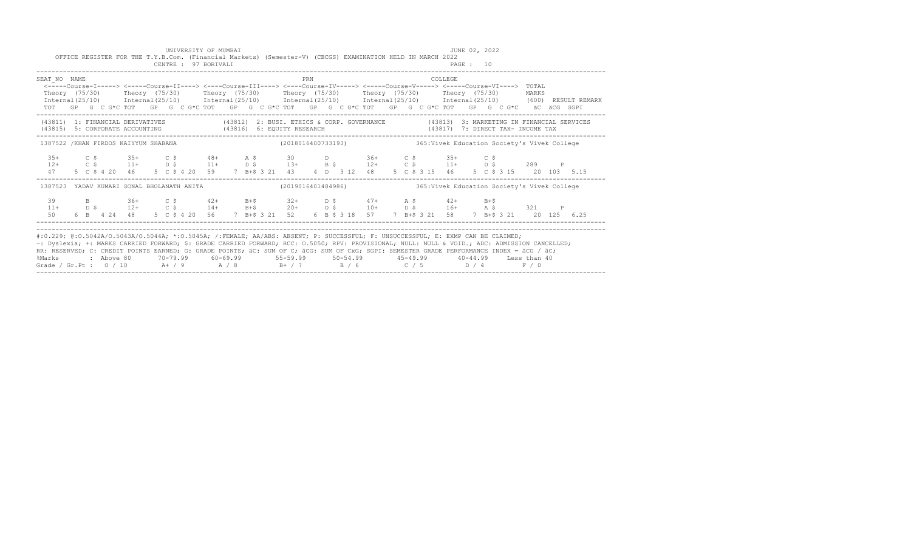UNIVERSITY OF MUMBAI

JUNE 02, 2022

OFFICE REGISTER FOR THE T.Y.B.Com. (Financial Markets) (Semester-V) (CBCGS) EXAMINATION HELD IN MARCH 2022

CENTRE : 97 BORIVALI

PAGE : 10

```
SEAT_NO  NAME                                                    PRN                                   COLLEGE
  <-----Course-I-----> <-----Course-II----> <----Course-III----> <----Course-IV-----> <-----Course-V-----> <-----Course-VI----> TOTAL
  Theory  (75/30)      Theory  (75/30)      Theory  (75/30)      Theory  (75/30)      Theory  (75/30)      Theory  (75/30)      MARKS
  Internal(25/10)      Internal(25/10)      Internal(25/10)      Internal(25/10)      Internal(25/10)      Internal(25/10)      (600) RESULT REMARK
  TOT   GP  G  C G*C TOT   GP  G  C G*C TOT   GP  G  C G*C TOT   GP  G  C G*C TOT   GP  G  C G*C TOT   GP  G  C G*C   äC  äCG  SGPI
```

(43811) 1: FINANCIAL DERIVATIVES
(43812) 2: BUSI. ETHICS & CORP. GOVERNANCE
(43813) 3: MARKETING IN FINANCIAL SERVICES
(43815) 5: CORPORATE ACCOUNTING
(43816) 6: EQUITY RESEARCH
(43817) 7: DIRECT TAX- INCOME TAX

```
1387522 /KHAN FIRDOS KAIYYUM SHABANA                   (2018016400733193)          365:Vivek Education Society's Vivek College

  35+      C $       35+      C $       48+      A $       30       D         36+      C $       35+      C $
  12+      C $       11+      D $       11+      D $       13+      B $       12+      C $       11+      D $       289    P
  47    5  C $ 4 20  46    5  C $ 4 20  59    7  B+$ 3 21  43    4  D  3 12  48    5  C $ 3 15  46    5  C $ 3 15    20  103  5.15

1387523  YADAV KUMARI SONAL BHOLANATH ANITA            (2019016401484986)          365:Vivek Education Society's Vivek College

  39       B         36+      C $       42+      B+$       32+      D $       47+      A $       42+      B+$
  11+      D $       12+      C $       14+      B+$       20+      O $       10+      D $       16+      A $       321    P
  50    6  B  4 24   48    5  C $ 4 20  56    7  B+$ 3 21  52    6  B $ 3 18  57    7  B+$ 3 21  58    7  B+$ 3 21    20  125  6.25
```

#:0.229; @:O.5042A/O.5043A/O.5044A; *:O.5045A; /:FEMALE; AA/ABS: ABSENT; P: SUCCESSFUL; F: UNSUCCESSFUL; E: EXMP CAN BE CLAIMED;
~: Dyslexia; +: MARKS CARRIED FORWARD; $: GRADE CARRIED FORWARD; RCC: O.5050; RPV: PROVISIONAL; NULL: NULL & VOID.; ADC: ADMISSION CANCELLED;
RR: RESERVED; C: CREDIT POINTS EARNED; G: GRADE POINTS; äC: SUM OF C; äCG: SUM OF CxG; SGPI: SEMESTER GRADE PERFORMANCE INDEX = äCG / äC;

| %Marks | : Above 80 | 70-79.99 | 60-69.99 | 55-59.99 | 50-54.99 | 45-49.99 | 40-44.99 | Less than 40 |
|---|---|---|---|---|---|---|---|---|
| Grade / Gr.Pt : | O / 10 | A+ / 9 | A / 8 | B+ / 7 | B / 6 | C / 5 | D / 4 | F / 0 |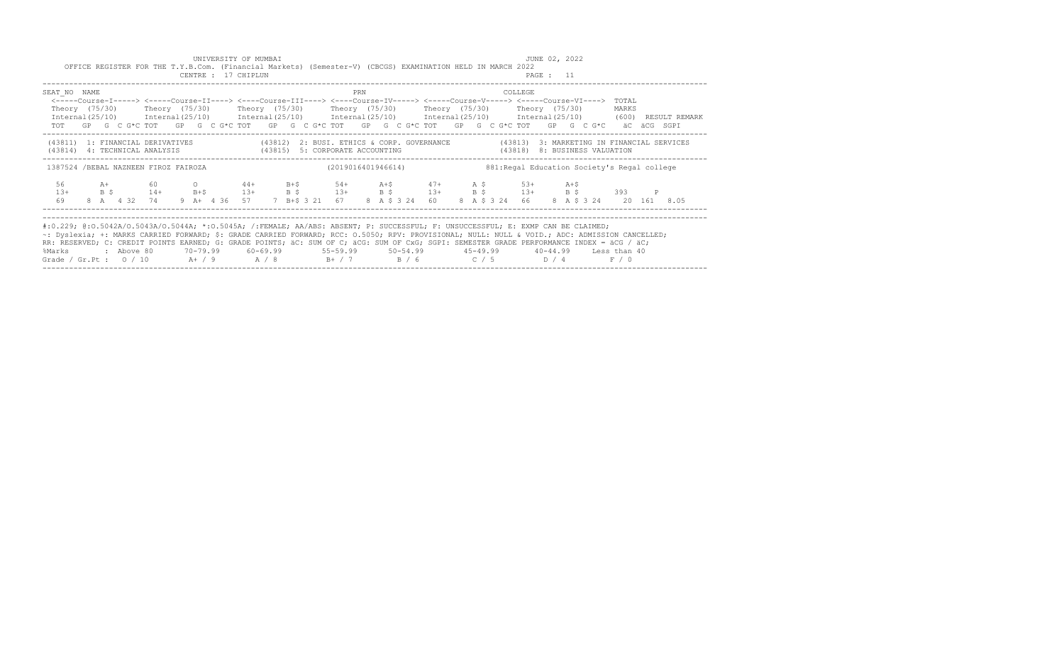UNIVERSITY OF MUMBAI

JUNE 02, 2022

OFFICE REGISTER FOR THE T.Y.B.Com. (Financial Markets) (Semester-V) (CBCGS) EXAMINATION HELD IN MARCH 2022

CENTRE : 17 CHIPLUN

```
SEAT_NO  NAME                                                           PRN                                   COLLEGE
 <-----Course-I-----> <-----Course-II----> <----Course-III----> <----Course-IV-----> <-----Course-V-----> <-----Course-VI---->  TOTAL
 Theory (75/30)       Theory (75/30)       Theory (75/30)       Theory (75/30)       Theory (75/30)       Theory (75/30)        MARKS
 Internal(25/10)      Internal(25/10)      Internal(25/10)      Internal(25/10)      Internal(25/10)      Internal(25/10)       (600)  RESULT REMARK
 TOT   GP  G  C G*C TOT   GP  G  C G*C TOT   GP  G  C G*C TOT   GP  G  C G*C TOT   GP  G  C G*C TOT   GP  G  C G*C    äC  äCG  SGPI

 (43811)  1: FINANCIAL DERIVATIVES              (43812)  2: BUSI. ETHICS & CORP. GOVERNANCE           (43813)  3: MARKETING IN FINANCIAL SERVICES
 (43814)  4: TECHNICAL ANALYSIS                 (43815)  5: CORPORATE ACCOUNTING                      (43818)  8: BUSINESS VALUATION

 1387524 /BEBAL NAZNEEN FIROZ FAIROZA                                (2019016401946614)             881:Regal Education Society's Regal college

  56       A+        60       O         44+       B+$       54+       A+$       47+       A $       53+       A+$
  13+      B $       14+      B+$       13+       B $       13+       B $       13+       B $       13+       B $        393     P
  69    8  A   4 32  74    9  A+  4 36  57    7  B+$ 3 21  67    8  A $ 3 24  60    8  A $ 3 24  66    8  A $ 3 24     20  161  8.05
```

#:0.229; @:O.5042A/O.5043A/O.5044A; *:O.5045A; /:FEMALE; AA/ABS: ABSENT; P: SUCCESSFUL; F: UNSUCCESSFUL; E: EXMP CAN BE CLAIMED;
~: Dyslexia; +: MARKS CARRIED FORWARD; $: GRADE CARRIED FORWARD; RCC: O.5050; RPV: PROVISIONAL; NULL: NULL & VOID.; ADC: ADMISSION CANCELLED;
RR: RESERVED; C: CREDIT POINTS EARNED; G: GRADE POINTS; äC: SUM OF C; äCG: SUM OF CxG; SGPI: SEMESTER GRADE PERFORMANCE INDEX = äCG / äC;

| %Marks | : Above 80 | 70-79.99 | 60-69.99 | 55-59.99 | 50-54.99 | 45-49.99 | 40-44.99 | Less than 40 |
|---|---|---|---|---|---|---|---|---|
| Grade / Gr.Pt : | O / 10 | A+ / 9 | A / 8 | B+ / 7 | B / 6 | C / 5 | D / 4 | F / 0 |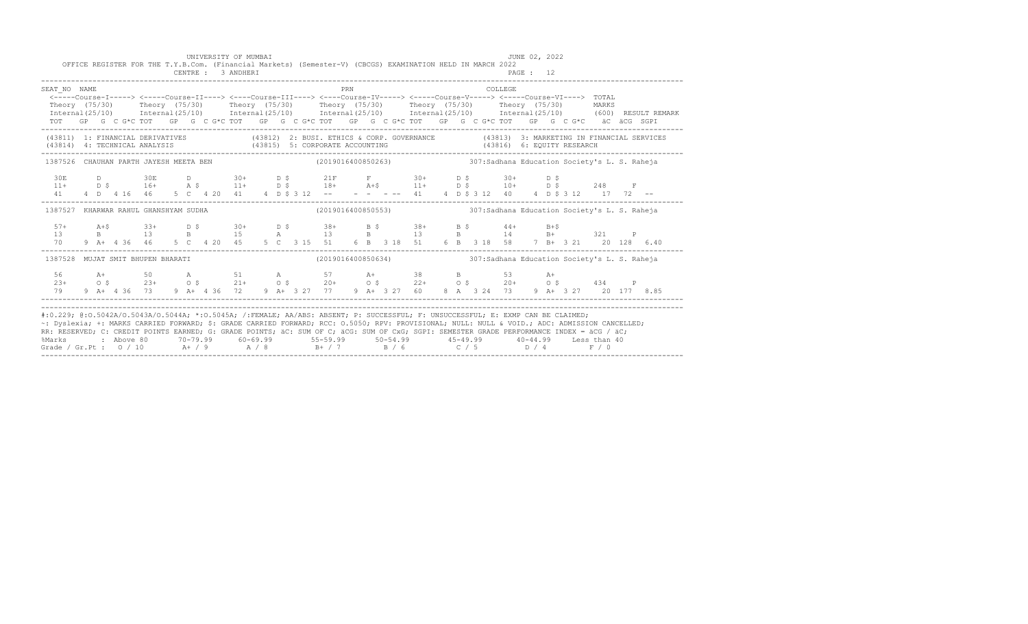UNIVERSITY OF MUMBAI — JUNE 02, 2022

OFFICE REGISTER FOR THE T.Y.B.Com. (Financial Markets) (Semester-V) (CBCGS) EXAMINATION HELD IN MARCH 2022

CENTRE : 3 ANDHERI

| SEAT_NO | NAME | PRN | COLLEGE |
|---|---|---|---|

Columns for each of Course-I to Course-VI: Theory (75/30), Internal (25/10), TOT, GP, G, C, G*C. Also: TOTAL MARKS (600), RESULT, REMARK, äC, äCG, SGPI.

(43811) 1: FINANCIAL DERIVATIVES (43812) 2: BUSI. ETHICS & CORP. GOVERNANCE (43813) 3: MARKETING IN FINANCIAL SERVICES
(43814) 4: TECHNICAL ANALYSIS (43815) 5: CORPORATE ACCOUNTING (43816) 6: EQUITY RESEARCH

**1387526 CHAUHAN PARTH JAYESH MEETA BEN** (2019016400850263) 307:Sadhana Education Society's L. S. Raheja

| | Course-I | | | | | Course-II | | | | | Course-III | | | | | Course-IV | | | | | Course-V | | | | | Course-VI | | | | | Total | Result | äC | äCG | SGPI |
|---|---|---|---|---|---|---|---|---|---|---|---|---|---|---|---|---|---|---|---|---|---|---|---|---|---|---|---|---|---|---|---|---|---|---|---|
| Theory | 30E | D | | | | 30E | D | | | | 30+ | D $ | | | | 21F | F | | | | 30+ | D $ | | | | 30+ | D $ | | | | | | | | |
| Internal | 11+ | D $ | | | | 16+ | A $ | | | | 11+ | D $ | | | | 18+ | A+$ | | | | 11+ | D $ | | | | 10+ | D $ | | | | 248 | F | | | |
| TOT/GP/G/C/G*C | 41 | 4 | D | 4 | 16 | 46 | 5 | C | 4 | 20 | 41 | 4 | D $ | 3 | 12 | -- | - | - | - | -- | 41 | 4 | D $ | 3 | 12 | 40 | 4 | D $ | 3 | 12 | | | 17 | 72 | -- |

**1387527 KHARWAR RAHUL GHANSHYAM SUDHA** (2019016400850553) 307:Sadhana Education Society's L. S. Raheja

| | Course-I | | | | | Course-II | | | | | Course-III | | | | | Course-IV | | | | | Course-V | | | | | Course-VI | | | | | Total | Result | äC | äCG | SGPI |
|---|---|---|---|---|---|---|---|---|---|---|---|---|---|---|---|---|---|---|---|---|---|---|---|---|---|---|---|---|---|---|---|---|---|---|---|
| Theory | 57+ | A+$ | | | | 33+ | D $ | | | | 30+ | D $ | | | | 38+ | B $ | | | | 38+ | B $ | | | | 44+ | B+$ | | | | | | | | |
| Internal | 13 | B | | | | 13 | B | | | | 15 | A | | | | 13 | B | | | | 13 | B | | | | 14 | B+ | | | | 321 | P | | | |
| TOT/GP/G/C/G*C | 70 | 9 | A+ | 4 | 36 | 46 | 5 | C | 4 | 20 | 45 | 5 | C | 3 | 15 | 51 | 6 | B | 3 | 18 | 51 | 6 | B | 3 | 18 | 58 | 7 | B+ | 3 | 21 | | | 20 | 128 | 6.40 |

**1387528 MUJAT SMIT BHUPEN BHARATI** (2019016400850634) 307:Sadhana Education Society's L. S. Raheja

| | Course-I | | | | | Course-II | | | | | Course-III | | | | | Course-IV | | | | | Course-V | | | | | Course-VI | | | | | Total | Result | äC | äCG | SGPI |
|---|---|---|---|---|---|---|---|---|---|---|---|---|---|---|---|---|---|---|---|---|---|---|---|---|---|---|---|---|---|---|---|---|---|---|---|
| Theory | 56 | A+ | | | | 50 | A | | | | 51 | A | | | | 57 | A+ | | | | 38 | B | | | | 53 | A+ | | | | | | | | |
| Internal | 23+ | O $ | | | | 23+ | O $ | | | | 21+ | O $ | | | | 20+ | O $ | | | | 22+ | O $ | | | | 20+ | O $ | | | | 434 | P | | | |
| TOT/GP/G/C/G*C | 79 | 9 | A+ | 4 | 36 | 73 | 9 | A+ | 4 | 36 | 72 | 9 | A+ | 3 | 27 | 77 | 9 | A+ | 3 | 27 | 60 | 8 | A | 3 | 24 | 73 | 9 | A+ | 3 | 27 | | | 20 | 177 | 8.85 |

#:0.229; @:O.5042A/O.5043A/O.5044A; *:O.5045A; /:FEMALE; AA/ABS: ABSENT; P: SUCCESSFUL; F: UNSUCCESSFUL; E: EXMP CAN BE CLAIMED;
~: Dyslexia; +: MARKS CARRIED FORWARD; $: GRADE CARRIED FORWARD; RCC: O.5050; RPV: PROVISIONAL; NULL: NULL & VOID.; ADC: ADMISSION CANCELLED;
RR: RESERVED; C: CREDIT POINTS EARNED; G: GRADE POINTS; äC: SUM OF C; äCG: SUM OF CxG; SGPI: SEMESTER GRADE PERFORMANCE INDEX = äCG / äC;

| %Marks | Above 80 | 70-79.99 | 60-69.99 | 55-59.99 | 50-54.99 | 45-49.99 | 40-44.99 | Less than 40 |
|---|---|---|---|---|---|---|---|---|
| Grade / Gr.Pt | O / 10 | A+ / 9 | A / 8 | B+ / 7 | B / 6 | C / 5 | D / 4 | F / 0 |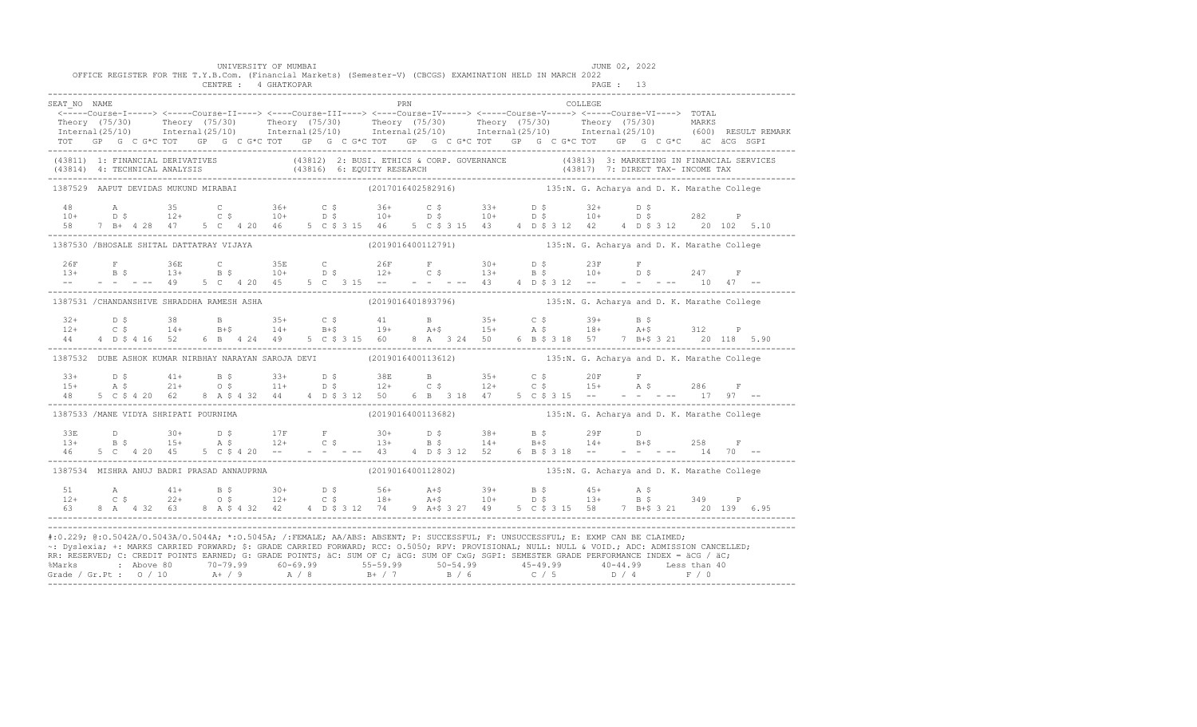UNIVERSITY OF MUMBAI

OFFICE REGISTER FOR THE T.Y.B.Com. (Financial Markets) (Semester-V) (CBCGS) EXAMINATION HELD IN MARCH 2022

CENTRE : 4 GHATKOPAR

JUNE 02, 2022

```
SEAT_NO  NAME                                                      PRN                                   COLLEGE
 <-----Course-I-----> <-----Course-II----> <----Course-III----> <----Course-IV-----> <-----Course-V-----> <-----Course-VI---->  TOTAL
 Theory  (75/30)      Theory  (75/30)      Theory  (75/30)      Theory  (75/30)      Theory  (75/30)      Theory  (75/30)       MARKS
 Internal(25/10)      Internal(25/10)      Internal(25/10)      Internal(25/10)      Internal(25/10)      Internal(25/10)      (600)  RESULT REMARK
 TOT   GP  G  C G*C TOT   GP  G  C G*C TOT   GP  G  C G*C TOT   GP  G  C G*C TOT   GP  G  C G*C TOT   GP  G  C G*C   äC  äCG  SGPI
-----------------------------------------------------------------------------------------------------------------------------------------------
 (43811) 1: FINANCIAL DERIVATIVES          (43812) 2: BUSI. ETHICS & CORP. GOVERNANCE        (43813) 3: MARKETING IN FINANCIAL SERVICES
 (43814) 4: TECHNICAL ANALYSIS             (43816) 6: EQUITY RESEARCH                        (43817) 7: DIRECT TAX- INCOME TAX
-----------------------------------------------------------------------------------------------------------------------------------------------
 1387529  AAPUT DEVIDAS MUKUND MIRABAI                       (2017016402582916)          135:N. G. Acharya and D. K. Marathe College

   48      A        35      C        36+     C $      36+     C $      33+     D $      32+     D $
   10+     D $      12+     C $      10+     D $      10+     D $      10+     D $      10+     D $      282     P
   58    7 B+ 4 28  47    5 C  4 20  46    5 C $ 3 15  46    5 C $ 3 15  43    4 D $ 3 12  42    4 D $ 3 12   20  102  5.10
-----------------------------------------------------------------------------------------------------------------------------------------------
 1387530 /BHOSALE SHITAL DATTATRAY VIJAYA                    (2019016400112791)          135:N. G. Acharya and D. K. Marathe College

   26F     F        36E     C        35E     C        26F     F        30+     D $      23F     F
   13+     B $      13+     B $      10+     D $      12+     C $      13+     B $      10+     D $      247     F
   --    - -  - --  49    5 C  4 20  45    5 C  3 15  --    - -  - --  43    4 D $ 3 12  --    - -  - --   10   47   --
-----------------------------------------------------------------------------------------------------------------------------------------------
 1387531 /CHANDANSHIVE SHRADDHA RAMESH ASHA                  (2019016401893796)          135:N. G. Acharya and D. K. Marathe College

   32+     D $      38      B        35+     C $      41      B        35+     C $      39+     B $
   12+     C $      14+     B+$      14+     B+$      19+     A+$      15+     A $      18+     A+$      312     P
   44    4 D $ 4 16  52    6 B  4 24  49    5 C $ 3 15  60    8 A  3 24  50    6 B $ 3 18  57    7 B+$ 3 21   20  118  5.90
-----------------------------------------------------------------------------------------------------------------------------------------------
 1387532  DUBE ASHOK KUMAR NIRBHAY NARAYAN SAROJA DEVI       (2019016400113612)          135:N. G. Acharya and D. K. Marathe College

   33+     D $      41+     B $      33+     D $      38E     B        35+     C $      20F     F
   15+     A $      21+     O $      11+     D $      12+     C $      12+     C $      15+     A $      286     F
   48    5 C $ 4 20  62    8 A $ 4 32  44    4 D $ 3 12  50    6 B  3 18  47    5 C $ 3 15  --    - -  - --   17   97   --
-----------------------------------------------------------------------------------------------------------------------------------------------
 1387533 /MANE VIDYA SHRIPATI POURNIMA                       (2019016400113682)          135:N. G. Acharya and D. K. Marathe College

   33E     D        30+     D $      17F     F        30+     D $      38+     B $      29F     D
   13+     B $      15+     A $      12+     C $      13+     B $      14+     B+$      14+     B+$      258     F
   46    5 C  4 20  45    5 C $ 4 20  --    - -  - --  43    4 D $ 3 12  52    6 B $ 3 18  --    - -  - --   14   70   --
-----------------------------------------------------------------------------------------------------------------------------------------------
 1387534  MISHRA ANUJ BADRI PRASAD ANNAUPRNA                 (2019016400112802)          135:N. G. Acharya and D. K. Marathe College

   51      A        41+     B $      30+     D $      56+     A+$      39+     B $      45+     A $
   12+     C $      22+     O $      12+     C $      18+     A+$      10+     D $      13+     B $      349     P
   63    8 A  4 32  63    8 A $ 4 32  42    4 D $ 3 12  74    9 A+$ 3 27  49    5 C $ 3 15  58    7 B+$ 3 21   20  139  6.95
-----------------------------------------------------------------------------------------------------------------------------------------------
```

#:O.229; @:O.5042A/O.5043A/O.5044A; *:O.5045A; /:FEMALE; AA/ABS: ABSENT; P: SUCCESSFUL; F: UNSUCCESSFUL; E: EXMP CAN BE CLAIMED;
~: Dyslexia; +: MARKS CARRIED FORWARD; $: GRADE CARRIED FORWARD; RCC: O.5050; RPV: PROVISIONAL; NULL: NULL & VOID.; ADC: ADMISSION CANCELLED;
RR: RESERVED; C: CREDIT POINTS EARNED; G: GRADE POINTS; äC: SUM OF C; äCG: SUM OF CxG; SGPI: SEMESTER GRADE PERFORMANCE INDEX = äCG / äC;

| %Marks | : Above 80 | 70-79.99 | 60-69.99 | 55-59.99 | 50-54.99 | 45-49.99 | 40-44.99 | Less than 40 |
|---|---|---|---|---|---|---|---|---|
| Grade / Gr.Pt : | O / 10 | A+ / 9 | A / 8 | B+ / 7 | B / 6 | C / 5 | D / 4 | F / 0 |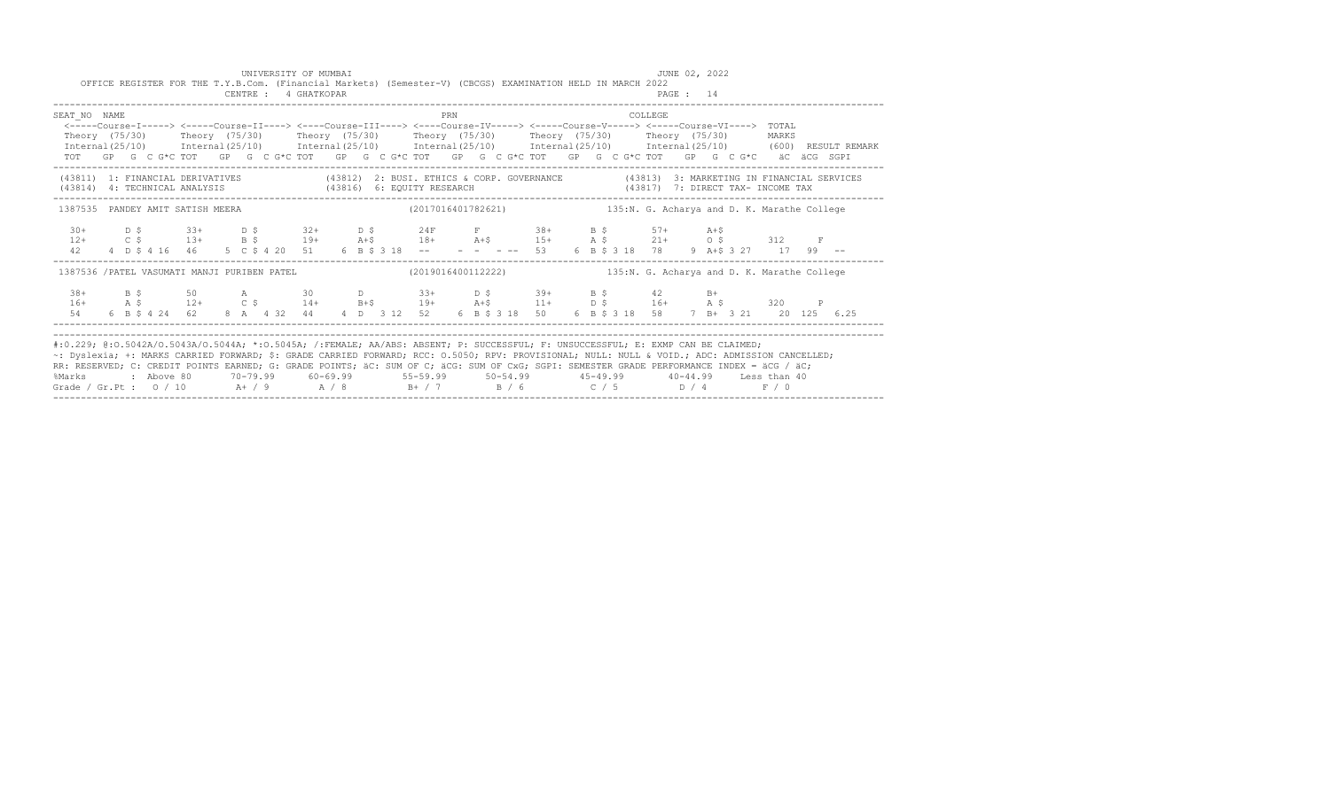UNIVERSITY OF MUMBAI

JUNE 02, 2022

OFFICE REGISTER FOR THE T.Y.B.Com. (Financial Markets) (Semester-V) (CBCGS) EXAMINATION HELD IN MARCH 2022

CENTRE : 4 GHATKOPAR

```
SEAT_NO  NAME                                                          PRN                                    COLLEGE
 <-----Course-I-----> <-----Course-II----> <----Course-III----> <----Course-IV-----> <-----Course-V-----> <-----Course-VI---->  TOTAL
 Theory  (75/30)      Theory  (75/30)      Theory  (75/30)      Theory  (75/30)      Theory  (75/30)      Theory  (75/30)       MARKS
 Internal(25/10)      Internal(25/10)      Internal(25/10)      Internal(25/10)      Internal(25/10)      Internal(25/10)       (600)  RESULT REMARK
 TOT   GP  G  C G*C TOT   GP  G  C G*C TOT   GP  G  C G*C TOT   GP  G  C G*C TOT   GP  G  C G*C TOT   GP  G  C G*C   äC  äCG  SGPI
-------------------------------------------------------------------------------------------------------------------------------------------------------
 (43811)  1: FINANCIAL DERIVATIVES               (43812)  2: BUSI. ETHICS & CORP. GOVERNANCE           (43813)  3: MARKETING IN FINANCIAL SERVICES
 (43814)  4: TECHNICAL ANALYSIS                  (43816)  6: EQUITY RESEARCH                           (43817)  7: DIRECT TAX- INCOME TAX
-------------------------------------------------------------------------------------------------------------------------------------------------------
 1387535  PANDEY AMIT SATISH MEERA                              (2017016401782621)              135:N. G. Acharya and D. K. Marathe College

  30+      D $        33+      D $        32+      D $        24F      F          38+      B $        57+      A+$
  12+      C $        13+      B $        19+      A+$        18+      A+$        15+      A $        21+      O $        312     F
  42    4  D $ 4 16   46    5  C $ 4 20   51    6  B $ 3 18   --     -  -  - --   53    6  B $ 3 18   78    9  A+$ 3 27    17   99   --
-------------------------------------------------------------------------------------------------------------------------------------------------------
 1387536 /PATEL VASUMATI MANJI PURIBEN PATEL                    (2019016400112222)              135:N. G. Acharya and D. K. Marathe College

  38+      B $        50       A          30       D          33+      D $        39+      B $        42       B+
  16+      A $        12+      C $        14+      B+$        19+      A+$        11+      D $        16+      A $        320     P
  54    6  B $ 4 24   62    8  A  4 32   44    4  D  3 12   52    6  B $ 3 18   50    6  B $ 3 18   58    7  B+  3 21    20  125  6.25
-------------------------------------------------------------------------------------------------------------------------------------------------------
```

#:0.229; @:O.5042A/O.5043A/O.5044A; *:O.5045A; /:FEMALE; AA/ABS: ABSENT; P: SUCCESSFUL; F: UNSUCCESSFUL; E: EXMP CAN BE CLAIMED;
~: Dyslexia; +: MARKS CARRIED FORWARD; $: GRADE CARRIED FORWARD; RCC: O.5050; RPV: PROVISIONAL; NULL: NULL & VOID.; ADC: ADMISSION CANCELLED;
RR: RESERVED; C: CREDIT POINTS EARNED; G: GRADE POINTS; äC: SUM OF C; äCG: SUM OF CxG; SGPI: SEMESTER GRADE PERFORMANCE INDEX = äCG / äC;

| %Marks | : Above 80 | 70-79.99 | 60-69.99 | 55-59.99 | 50-54.99 | 45-49.99 | 40-44.99 | Less than 40 |
|---|---|---|---|---|---|---|---|---|
| Grade / Gr.Pt : | O / 10 | A+ / 9 | A / 8 | B+ / 7 | B / 6 | C / 5 | D / 4 | F / 0 |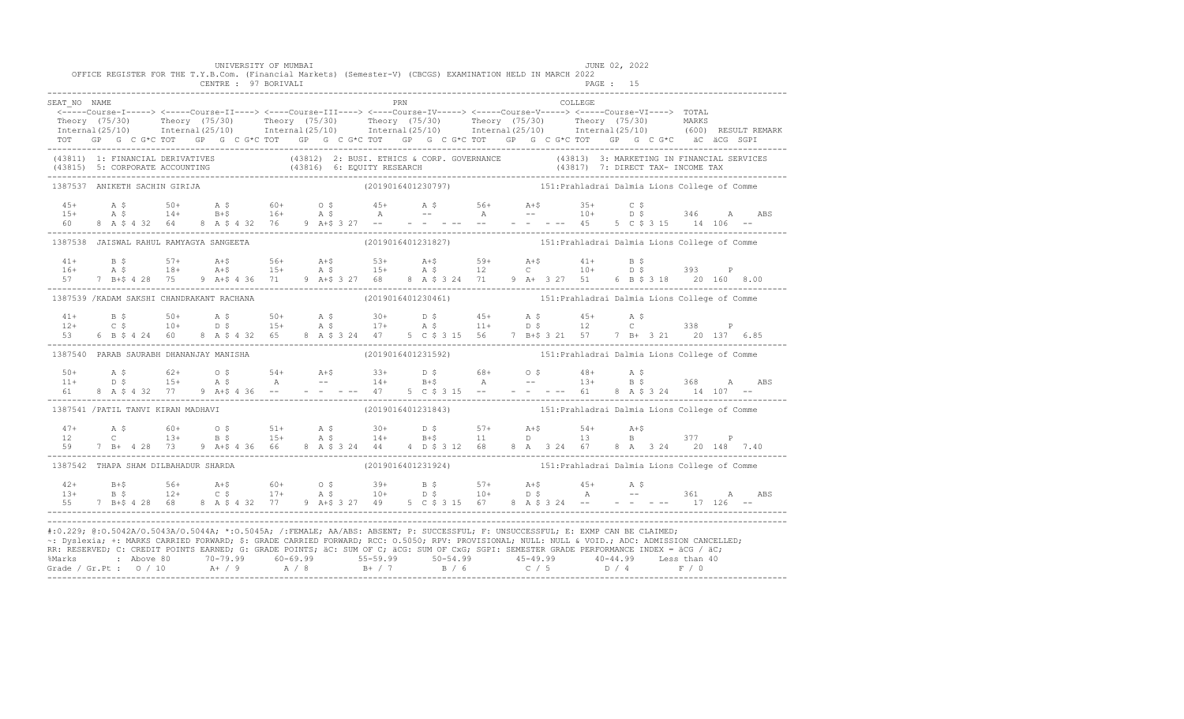UNIVERSITY OF MUMBAI — JUNE 02, 2022

OFFICE REGISTER FOR THE T.Y.B.Com. (Financial Markets) (Semester-V) (CBCGS) EXAMINATION HELD IN MARCH 2022

CENTRE : 97 BORIVALI — PAGE : 15

```
SEAT_NO NAME                                                          PRN                                         COLLEGE
 <-----Course-I-----> <-----Course-II----> <----Course-III----> <----Course-IV-----> <-----Course-V-----> <-----Course-VI----> TOTAL
 Theory (75/30)       Theory (75/30)       Theory (75/30)       Theory (75/30)       Theory (75/30)       Theory (75/30)        MARKS
 Internal(25/10)      Internal(25/10)      Internal(25/10)      Internal(25/10)      Internal(25/10)      Internal(25/10)      (600) RESULT REMARK
 TOT   GP  G  C G*C TOT   GP  G  C G*C TOT   GP  G  C G*C TOT   GP  G  C G*C TOT   GP  G  C G*C TOT   GP  G  C G*C  äC  äCG  SGPI
---------------------------------------------------------------------------------------------------------------------------------------
 (43811) 1: FINANCIAL DERIVATIVES            (43812) 2: BUSI. ETHICS & CORP. GOVERNANCE        (43813) 3: MARKETING IN FINANCIAL SERVICES
 (43815) 5: CORPORATE ACCOUNTING             (43816) 6: EQUITY RESEARCH                        (43817) 7: DIRECT TAX- INCOME TAX
---------------------------------------------------------------------------------------------------------------------------------------
1387537  ANIKETH SACHIN GIRIJA                          (2019016401230797)         151:Prahladrai Dalmia Lions College of Comme

  45+      A $      50+      A $      60+      O $      45+      A $      56+      A+$      35+      C $
  15+      A $      14+      B+$      16+      A $      A        --       A        --       10+      D $      346      A      ABS
  60    8  A $ 4 32  64    8  A $ 4 32  76    9  A+$ 3 27  --     -  -  - --  --     -  -  - --  45    5  C $ 3 15   14  106   --
---------------------------------------------------------------------------------------------------------------------------------------
1387538  JAISWAL RAHUL RAMYAGYA SANGEETA                (2019016401231827)         151:Prahladrai Dalmia Lions College of Comme

  41+      B $      57+      A+$      56+      A+$      53+      A+$      59+      A+$      41+      B $
  16+      A $      18+      A+$      15+      A $      15+      A $      12       C        10+      D $      393      P
  57    7  B+$ 4 28  75    9  A+$ 4 36  71    9  A+$ 3 27  68    8  A $ 3 24  71    9  A+  3 27  51    6  B $ 3 18   20  160  8.00
---------------------------------------------------------------------------------------------------------------------------------------
1387539 /KADAM SAKSHI CHANDRAKANT RACHANA               (2019016401230461)         151:Prahladrai Dalmia Lions College of Comme

  41+      B $      50+      A $      50+      A $      30+      D $      45+      A $      45+      A $
  12+      C $      10+      D $      15+      A $      17+      A $      11+      D $      12       C        338      P
  53    6  B $ 4 24  60    8  A $ 4 32  65    8  A $ 3 24  47    5  C $ 3 15  56    7  B+$ 3 21  57    7  B+  3 21   20  137  6.85
---------------------------------------------------------------------------------------------------------------------------------------
1387540  PARAB SAURABH DHANANJAY MANISHA                (2019016401231592)         151:Prahladrai Dalmia Lions College of Comme

  50+      A $      62+      O $      54+      A+$      33+      D $      68+      O $      48+      A $
  11+      D $      15+      A $      A        --       14+      B+$      A        --       13+      B $      368      A      ABS
  61    8  A $ 4 32  77    9  A+$ 4 36  --     -  -  - --  47    5  C $ 3 15  --     -  -  - --  61    8  A $ 3 24   14  107   --
---------------------------------------------------------------------------------------------------------------------------------------
1387541 /PATIL TANVI KIRAN MADHAVI                      (2019016401231843)         151:Prahladrai Dalmia Lions College of Comme

  47+      A $      60+      O $      51+      A $      30+      D $      57+      A+$      54+      A+$
  12       C        13+      B $      15+      A $      14+      B+$      11       D        13       B        377      P
  59    7  B+  4 28  73    9  A+$ 4 36  66    8  A $ 3 24  44    4  D $ 3 12  68    8  A   3 24  67    8  A   3 24   20  148  7.40
---------------------------------------------------------------------------------------------------------------------------------------
1387542  THAPA SHAM DILBAHADUR SHARDA                   (2019016401231924)         151:Prahladrai Dalmia Lions College of Comme

  42+      B+$      56+      A+$      60+      O $      39+      B $      57+      A+$      45+      A $
  13+      B $      12+      C $      17+      A $      10+      D $      10+      D $      A        --       361      A      ABS
  55    7  B+$ 4 28  68    8  A $ 4 32  77    9  A+$ 3 27  49    5  C $ 3 15  67    8  A $ 3 24  --     -  -  - --   17  126   --
---------------------------------------------------------------------------------------------------------------------------------------
```

#:O.229; @:O.5042A/O.5043A/O.5044A; *:O.5045A; /:FEMALE; AA/ABS: ABSENT; P: SUCCESSFUL; F: UNSUCCESSFUL; E: EXMP CAN BE CLAIMED;
~: Dyslexia; +: MARKS CARRIED FORWARD; $: GRADE CARRIED FORWARD; RCC: O.5050; RPV: PROVISIONAL; NULL: NULL & VOID.; ADC: ADMISSION CANCELLED;
RR: RESERVED; C: CREDIT POINTS EARNED; G: GRADE POINTS; äC: SUM OF C; äCG: SUM OF CxG; SGPI: SEMESTER GRADE PERFORMANCE INDEX = äCG / äC;

| %Marks | Above 80 | 70-79.99 | 60-69.99 | 55-59.99 | 50-54.99 | 45-49.99 | 40-44.99 | Less than 40 |
|---|---|---|---|---|---|---|---|---|
| Grade / Gr.Pt : | O / 10 | A+ / 9 | A / 8 | B+ / 7 | B / 6 | C / 5 | D / 4 | F / 0 |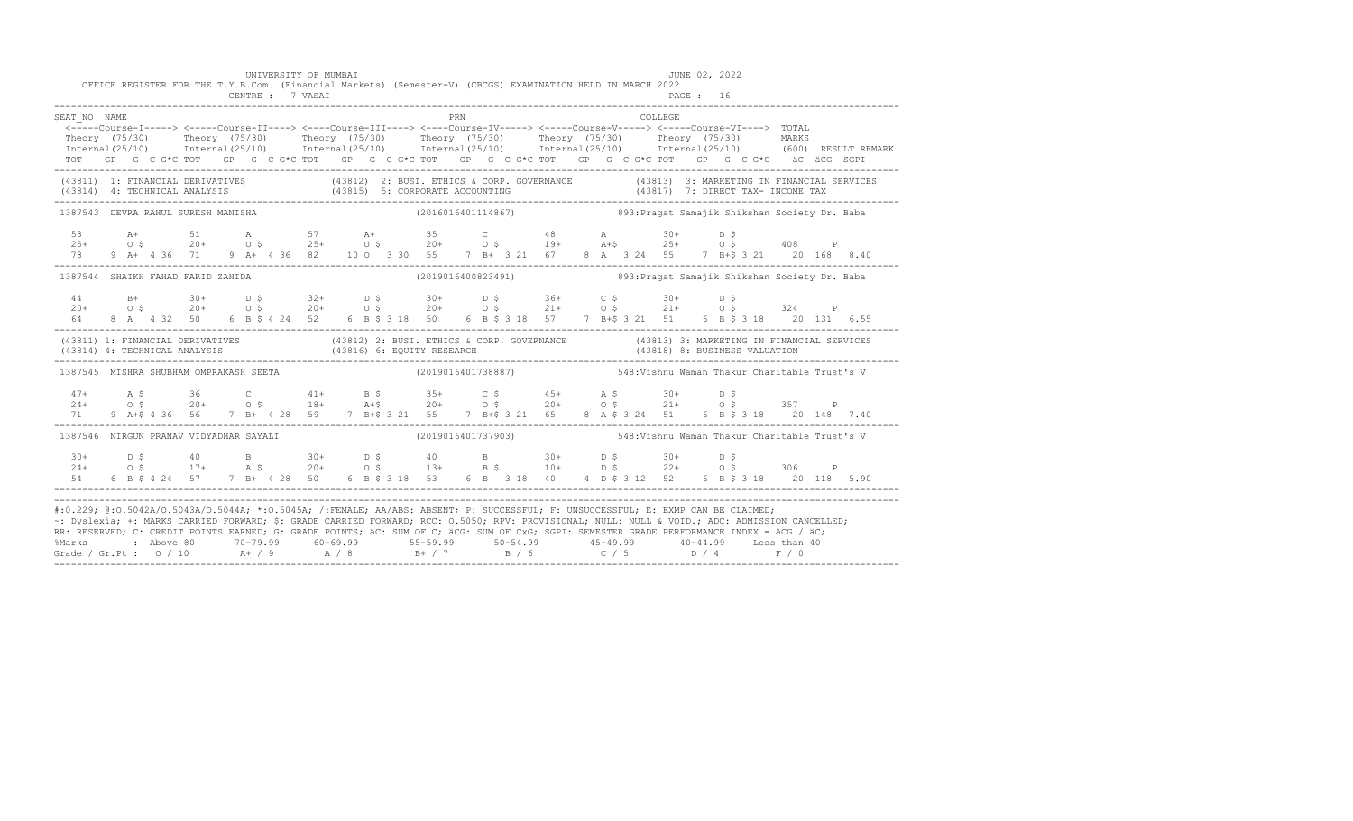UNIVERSITY OF MUMBAI

JUNE 02, 2022

OFFICE REGISTER FOR THE T.Y.B.Com. (Financial Markets) (Semester-V) (CBCGS) EXAMINATION HELD IN MARCH 2022

CENTRE : 7 VASAI

```
SEAT_NO NAME                                                           PRN                                    COLLEGE
 <-----Course-I-----> <-----Course-II----> <----Course-III----> <----Course-IV-----> <-----Course-V-----> <-----Course-VI----> TOTAL
 Theory (75/30)       Theory (75/30)      Theory (75/30)       Theory (75/30)      Theory (75/30)       Theory (75/30)       MARKS
 Internal(25/10)      Internal(25/10)     Internal(25/10)      Internal(25/10)     Internal(25/10)      Internal(25/10)      (600) RESULT REMARK
 TOT   GP  G  C G*C TOT   GP  G  C G*C TOT   GP  G  C G*C TOT   GP  G  C G*C TOT   GP  G  C G*C TOT   GP  G  C G*C   äC  äCG  SGPI
------------------------------------------------------------------------------------------------------------------------------------------
(43811) 1: FINANCIAL DERIVATIVES             (43812) 2: BUSI. ETHICS & CORP. GOVERNANCE          (43813) 3: MARKETING IN FINANCIAL SERVICES
(43814) 4: TECHNICAL ANALYSIS                (43815) 5: CORPORATE ACCOUNTING                     (43817) 7: DIRECT TAX- INCOME TAX
------------------------------------------------------------------------------------------------------------------------------------------
1387543  DEVRA RAHUL SURESH MANISHA                          (2016016401114867)          893:Pragat Samajik Shikshan Society Dr. Baba

  53       A+        51       A         57       A+        35       C         48       A         30+      D $
  25+      O $       20+      O $       25+      O $       20+      O $       19+      A+$       25+      O $       408     P
  78    9  A+  4 36  71    9  A+  4 36  82   10  O   3 30  55    7  B+  3 21  67    8  A   3 24  55    7  B+$ 3 21   20  168  8.40
------------------------------------------------------------------------------------------------------------------------------------------
1387544  SHAIKH FAHAD FARID ZAHIDA                           (2019016400823491)          893:Pragat Samajik Shikshan Society Dr. Baba

  44       B+        30+      D $       32+      D $       30+      D $       36+      C $       30+      D $
  20+      O $       20+      O $       20+      O $       20+      O $       21+      O $       21+      O $       324     P
  64    8  A   4 32  50    6  B $ 4 24  52    6  B $ 3 18  50    6  B $ 3 18  57    7  B+$ 3 21  51    6  B $ 3 18   20  131  6.55
------------------------------------------------------------------------------------------------------------------------------------------
(43811) 1: FINANCIAL DERIVATIVES             (43812) 2: BUSI. ETHICS & CORP. GOVERNANCE          (43813) 3: MARKETING IN FINANCIAL SERVICES
(43814) 4: TECHNICAL ANALYSIS                (43816) 6: EQUITY RESEARCH                          (43818) 8: BUSINESS VALUATION
------------------------------------------------------------------------------------------------------------------------------------------
1387545  MISHRA SHUBHAM OMPRAKASH SEETA                      (2019016401738887)          548:Vishnu Waman Thakur Charitable Trust's V

  47+      A $       36       C         41+      B $       35+      C $       45+      A $       30+      D $
  24+      O $       20+      O $       18+      A+$       20+      O $       20+      O $       21+      O $       357     P
  71    9  A+$ 4 36  56    7  B+  4 28  59    7  B+$ 3 21  55    7  B+$ 3 21  65    8  A $ 3 24  51    6  B $ 3 18   20  148  7.40
------------------------------------------------------------------------------------------------------------------------------------------
1387546  NIRGUN PRANAV VIDYADHAR SAYALI                      (2019016401737903)          548:Vishnu Waman Thakur Charitable Trust's V

  30+      D $       40       B         30+      D $       40       B         30+      D $       30+      D $
  24+      O $       17+      A $       20+      O $       13+      B $       10+      D $       22+      O $       306     P
  54    6  B $ 4 24  57    7  B+  4 28  50    6  B $ 3 18  53    6  B   3 18  40    4  D $ 3 12  52    6  B $ 3 18   20  118  5.90
------------------------------------------------------------------------------------------------------------------------------------------
```

#:0.229; @:O.5042A/O.5043A/O.5044A; *:O.5045A; /:FEMALE; AA/ABS: ABSENT; P: SUCCESSFUL; F: UNSUCCESSFUL; E: EXMP CAN BE CLAIMED;
~: Dyslexia; +: MARKS CARRIED FORWARD; $: GRADE CARRIED FORWARD; RCC: O.5050; RPV: PROVISIONAL; NULL: NULL & VOID.; ADC: ADMISSION CANCELLED;
RR: RESERVED; C: CREDIT POINTS EARNED; G: GRADE POINTS; äC: SUM OF C; äCG: SUM OF CxG; SGPI: SEMESTER GRADE PERFORMANCE INDEX = äCG / äC;

| %Marks | Above 80 | 70-79.99 | 60-69.99 | 55-59.99 | 50-54.99 | 45-49.99 | 40-44.99 | Less than 40 |
|---|---|---|---|---|---|---|---|---|
| Grade / Gr.Pt : | O / 10 | A+ / 9 | A / 8 | B+ / 7 | B / 6 | C / 5 | D / 4 | F / 0 |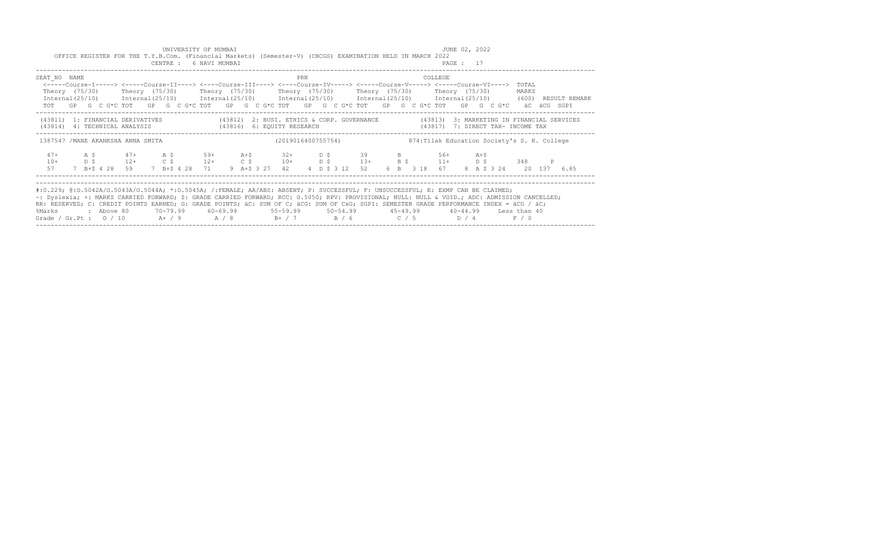UNIVERSITY OF MUMBAI

JUNE 02, 2022

OFFICE REGISTER FOR THE T.Y.B.Com. (Financial Markets) (Semester-V) (CBCGS) EXAMINATION HELD IN MARCH 2022

CENTRE : 6 NAVI MUMBAI

PAGE : 17

```
SEAT_NO  NAME                                                          PRN                                      COLLEGE
 <-----Course-I-----> <-----Course-II----> <----Course-III----> <----Course-IV-----> <-----Course-V-----> <-----Course-VI---->  TOTAL
 Theory (75/30)      Theory (75/30)      Theory (75/30)      Theory (75/30)      Theory (75/30)      Theory (75/30)       MARKS
 Internal(25/10)     Internal(25/10)     Internal(25/10)     Internal(25/10)     Internal(25/10)     Internal(25/10)      (600)  RESULT REMARK
 TOT   GP  G  C G*C TOT   GP  G  C G*C TOT   GP  G  C G*C TOT   GP  G  C G*C TOT   GP  G  C G*C TOT   GP  G  C G*C    äC  äCG  SGPI
```

```
(43811) 1: FINANCIAL DERIVATIVES            (43812) 2: BUSI. ETHICS & CORP. GOVERNANCE          (43813) 3: MARKETING IN FINANCIAL SERVICES
(43814) 4: TECHNICAL ANALYSIS               (43816) 6: EQUITY RESEARCH                          (43817) 7: DIRECT TAX- INCOME TAX
```

```
1387547 /MANE AKANKSHA ANNA SMITA                               (2019016400755754)              874:Tilak Education Society's S. K. College

  47+      A $       47+      A $       59+      A+$       32+      D $       39       B         56+      A+$
  10+      D $       12+      C $       12+      C $       10+      D $       13+      B $       11+      D $       348      P
  57     7  B+$ 4 28  59     7  B+$ 4 28  71     9  A+$ 3 27  42     4  D $ 3 12  52     6  B   3 18  67     8  A $ 3 24    20  137  6.85
```

#:0.229; @:O.5042A/O.5043A/O.5044A; *:O.5045A; /:FEMALE; AA/ABS: ABSENT; P: SUCCESSFUL; F: UNSUCCESSFUL; E: EXMP CAN BE CLAIMED;
~: Dyslexia; +: MARKS CARRIED FORWARD; $: GRADE CARRIED FORWARD; RCC: O.5050; RPV: PROVISIONAL; NULL: NULL & VOID.; ADC: ADMISSION CANCELLED;
RR: RESERVED; C: CREDIT POINTS EARNED; G: GRADE POINTS; äC: SUM OF C; äCG: SUM OF CxG; SGPI: SEMESTER GRADE PERFORMANCE INDEX = äCG / äC;

| %Marks | : Above 80 | 70-79.99 | 60-69.99 | 55-59.99 | 50-54.99 | 45-49.99 | 40-44.99 | Less than 40 |
|---|---|---|---|---|---|---|---|---|
| Grade / Gr.Pt : | O / 10 | A+ / 9 | A / 8 | B+ / 7 | B / 6 | C / 5 | D / 4 | F / 0 |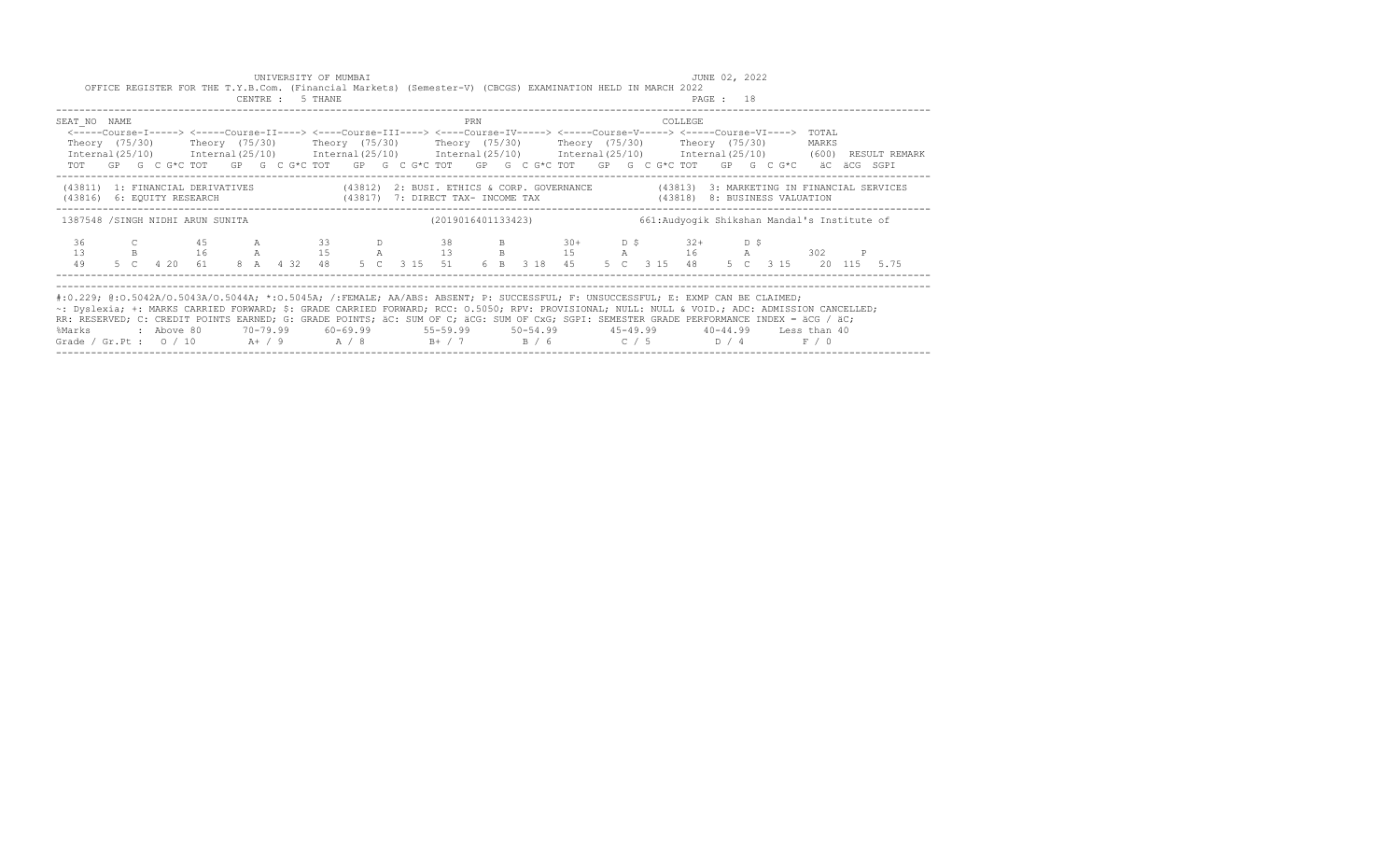UNIVERSITY OF MUMBAI

JUNE 02, 2022

OFFICE REGISTER FOR THE T.Y.B.Com. (Financial Markets) (Semester-V) (CBCGS) EXAMINATION HELD IN MARCH 2022

CENTRE : 5 THANE

PAGE : 18

| SEAT_NO | NAME | PRN | COLLEGE |
|---|---|---|---|

| | <-----Course-I-----> | <-----Course-II----> | <----Course-III----> | <----Course-IV-----> | <-----Course-V-----> | <-----Course-VI----> | TOTAL | |
|---|---|---|---|---|---|---|---|---|
| | Theory (75/30) | Theory (75/30) | Theory (75/30) | Theory (75/30) | Theory (75/30) | Theory (75/30) | MARKS | |
| | Internal(25/10) | Internal(25/10) | Internal(25/10) | Internal(25/10) | Internal(25/10) | Internal(25/10) | (600) | RESULT REMARK |
| | TOT GP G C G*C | TOT GP G C G*C | TOT GP G C G*C | TOT GP G C G*C | TOT GP G C G*C | TOT GP G C G*C | äC äCG | SGPI |

(43811) 1: FINANCIAL DERIVATIVES (43812) 2: BUSI. ETHICS & CORP. GOVERNANCE (43813) 3: MARKETING IN FINANCIAL SERVICES
(43816) 6: EQUITY RESEARCH (43817) 7: DIRECT TAX- INCOME TAX (43818) 8: BUSINESS VALUATION

1387548 /SINGH NIDHI ARUN SUNITA (2019016401133423) 661:Audyogik Shikshan Mandal's Institute of

| | Course-I | Course-II | Course-III | Course-IV | Course-V | Course-VI | TOTAL | RESULT |
|---|---|---|---|---|---|---|---|---|
| Theory | 36 C | 45 A | 33 D | 38 B | 30+ D $ | 32+ D $ | | |
| Internal | 13 B | 16 A | 15 A | 13 B | 15 A | 16 A | 302 | P |
| TOT GP G C G*C | 49 5 C 4 20 | 61 8 A 4 32 | 48 5 C 3 15 | 51 6 B 3 18 | 45 5 C 3 15 | 48 5 C 3 15 | 20 115 | 5.75 |

#:0.229; @:O.5042A/O.5043A/O.5044A; *:O.5045A; /:FEMALE; AA/ABS: ABSENT; P: SUCCESSFUL; F: UNSUCCESSFUL; E: EXMP CAN BE CLAIMED;
~: Dyslexia; +: MARKS CARRIED FORWARD; $: GRADE CARRIED FORWARD; RCC: O.5050; RPV: PROVISIONAL; NULL: NULL & VOID.; ADC: ADMISSION CANCELLED;
RR: RESERVED; C: CREDIT POINTS EARNED; G: GRADE POINTS; äC: SUM OF C; äCG: SUM OF CxG; SGPI: SEMESTER GRADE PERFORMANCE INDEX = äCG / äC;

| %Marks | : Above 80 | 70-79.99 | 60-69.99 | 55-59.99 | 50-54.99 | 45-49.99 | 40-44.99 | Less than 40 |
|---|---|---|---|---|---|---|---|---|
| Grade / Gr.Pt : | O / 10 | A+ / 9 | A / 8 | B+ / 7 | B / 6 | C / 5 | D / 4 | F / 0 |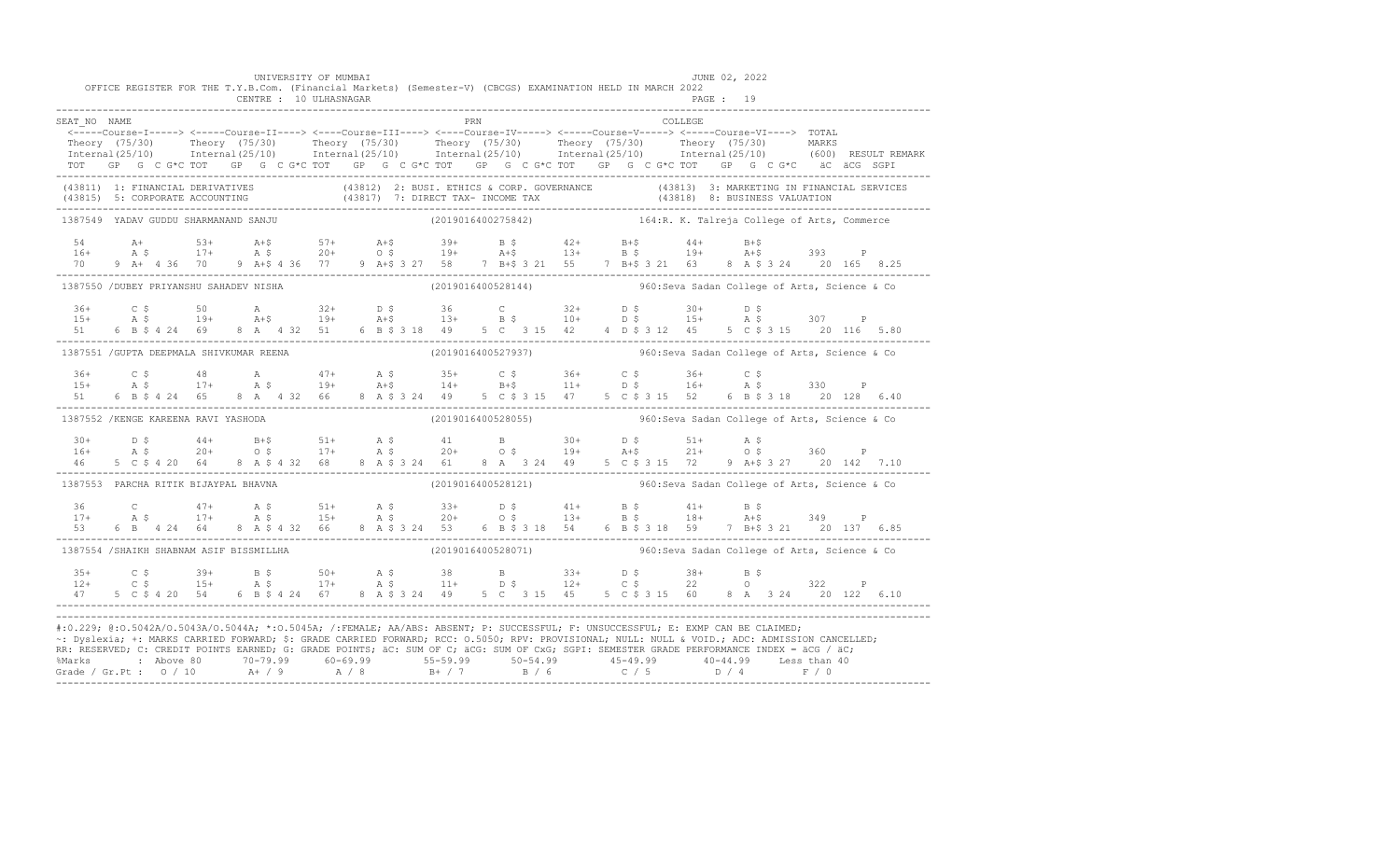UNIVERSITY OF MUMBAI — JUNE 02, 2022

OFFICE REGISTER FOR THE T.Y.B.Com. (Financial Markets) (Semester-V) (CBCGS) EXAMINATION HELD IN MARCH 2022

CENTRE : 10 ULHASNAGAR — PAGE : 19

```
SEAT_NO  NAME                                                          PRN                                     COLLEGE
 <-----Course-I-----> <-----Course-II----> <----Course-III----> <----Course-IV-----> <-----Course-V-----> <----Course-VI----> TOTAL
 Theory  (75/30)      Theory  (75/30)      Theory  (75/30)      Theory  (75/30)      Theory  (75/30)      Theory  (75/30)      MARKS
 Internal(25/10)      Internal(25/10)      Internal(25/10)      Internal(25/10)      Internal(25/10)      Internal(25/10)      (600)  RESULT REMARK
 TOT   GP  G  C G*C TOT   GP  G  C G*C TOT   GP  G  C G*C TOT   GP  G  C G*C TOT   GP  G  C G*C TOT   GP  G  C G*C   äC  äCG  SGPI
-------------------------------------------------------------------------------------------------------------------------------------------
(43811) 1: FINANCIAL DERIVATIVES             (43812) 2: BUSI. ETHICS & CORP. GOVERNANCE          (43813) 3: MARKETING IN FINANCIAL SERVICES
(43815) 5: CORPORATE ACCOUNTING              (43817) 7: DIRECT TAX- INCOME TAX                   (43818) 8: BUSINESS VALUATION
-------------------------------------------------------------------------------------------------------------------------------------------
1387549  YADAV GUDDU SHARMANAND SANJU                         (2019016400275842)            164:R. K. Talreja College of Arts, Commerce

 54       A+       53+      A+$      57+      A+$      39+      B $      42+      B+$      44+      B+$
 16+      A $      17+      A $      20+      O $      19+      A+$      13+      B $      19+      A+$      393     P
 70    9 A+ 4 36  70    9 A+$ 4 36  77    9 A+$ 3 27  58    7 B+$ 3 21  55    7 B+$ 3 21  63    8 A $ 3 24   20  165  8.25
-------------------------------------------------------------------------------------------------------------------------------------------
1387550 /DUBEY PRIYANSHU SAHADEV NISHA                        (2019016400528144)            960:Seva Sadan College of Arts, Science & Co

 36+      C $      50       A        32+      D $      36       C        32+      D $      30+      D $
 15+      A $      19+      A+$      19+      A+$      13+      B $      10+      D $      15+      A $      307     P
 51    6 B $ 4 24  69    8 A  4 32  51    6 B $ 3 18  49    5 C  3 15  42    4 D $ 3 12  45    5 C $ 3 15   20  116  5.80
-------------------------------------------------------------------------------------------------------------------------------------------
1387551 /GUPTA DEEPMALA SHIVKUMAR REENA                       (2019016400527937)            960:Seva Sadan College of Arts, Science & Co

 36+      C $      48       A        47+      A $      35+      C $      36+      C $      36+      C $
 15+      A $      17+      A $      19+      A+$      14+      B+$      11+      D $      16+      A $      330     P
 51    6 B $ 4 24  65    8 A  4 32  66    8 A $ 3 24  49    5 C $ 3 15  47    5 C $ 3 15  52    6 B $ 3 18   20  128  6.40
-------------------------------------------------------------------------------------------------------------------------------------------
1387552 /KENGE KAREENA RAVI YASHODA                           (2019016400528055)            960:Seva Sadan College of Arts, Science & Co

 30+      D $      44+      B+$      51+      A $      41       B        30+      D $      51+      A $
 16+      A $      20+      O $      17+      A $      20+      O $      19+      A+$      21+      O $      360     P
 46    5 C $ 4 20  64    8 A $ 4 32  68    8 A $ 3 24  61    8 A  3 24  49    5 C $ 3 15  72    9 A+$ 3 27   20  142  7.10
-------------------------------------------------------------------------------------------------------------------------------------------
1387553  PARCHA RITIK BIJAYPAL BHAVNA                         (2019016400528121)            960:Seva Sadan College of Arts, Science & Co

 36       C        47+      A $      51+      A $      33+      D $      41+      B $      41+      B $
 17+      A $      17+      A $      15+      A $      20+      O $      13+      B $      18+      A+$      349     P
 53    6 B  4 24  64    8 A $ 4 32  66    8 A $ 3 24  53    6 B $ 3 18  54    6 B $ 3 18  59    7 B+$ 3 21   20  137  6.85
-------------------------------------------------------------------------------------------------------------------------------------------
1387554 /SHAIKH SHABNAM ASIF BISSMILLHA                       (2019016400528071)            960:Seva Sadan College of Arts, Science & Co

 35+      C $      39+      B $      50+      A $      38       B        33+      D $      38+      B $
 12+      C $      15+      A $      17+      A $      11+      D $      12+      C $      22       O        322     P
 47    5 C $ 4 20  54    6 B $ 4 24  67    8 A $ 3 24  49    5 C  3 15  45    5 C $ 3 15  60    8 A  3 24   20  122  6.10
-------------------------------------------------------------------------------------------------------------------------------------------
```

#:O.229; @:O.5042A/O.5043A/O.5044A; *:O.5045A; /:FEMALE; AA/ABS: ABSENT; P: SUCCESSFUL; F: UNSUCCESSFUL; E: EXMP CAN BE CLAIMED;
~: Dyslexia; +: MARKS CARRIED FORWARD; $: GRADE CARRIED FORWARD; RCC: O.5050; RPV: PROVISIONAL; NULL: NULL & VOID.; ADC: ADMISSION CANCELLED;
RR: RESERVED; C: CREDIT POINTS EARNED; G: GRADE POINTS; äC: SUM OF C; äCG: SUM OF CxG; SGPI: SEMESTER GRADE PERFORMANCE INDEX = äCG / äC;

| %Marks | Above 80 | 70-79.99 | 60-69.99 | 55-59.99 | 50-54.99 | 45-49.99 | 40-44.99 | Less than 40 |
|---|---|---|---|---|---|---|---|---|
| Grade / Gr.Pt : | O / 10 | A+ / 9 | A / 8 | B+ / 7 | B / 6 | C / 5 | D / 4 | F / 0 |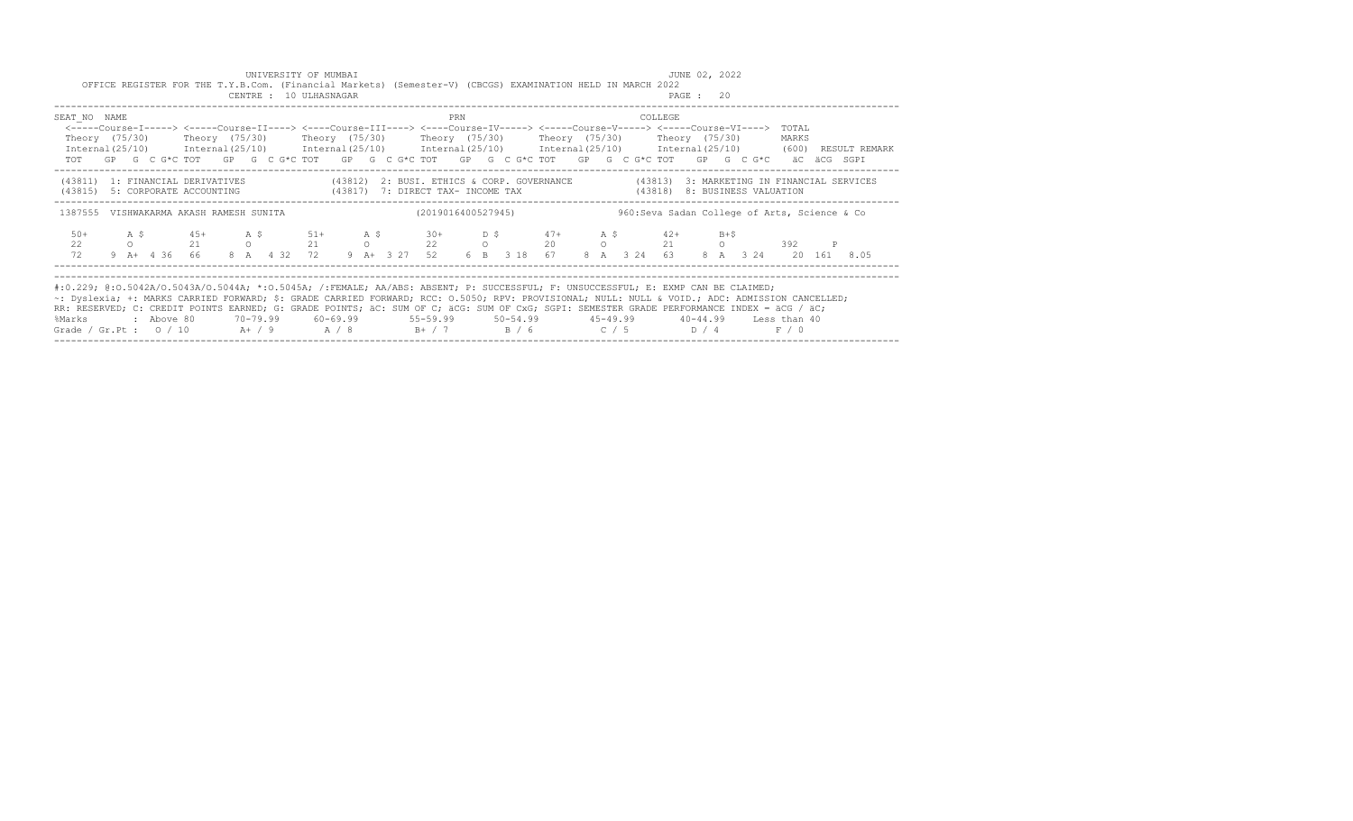UNIVERSITY OF MUMBAI

JUNE 02, 2022

OFFICE REGISTER FOR THE T.Y.B.Com. (Financial Markets) (Semester-V) (CBCGS) EXAMINATION HELD IN MARCH 2022

CENTRE : 10 ULHASNAGAR

```
SEAT_NO  NAME                                                    PRN                                    COLLEGE
 <-----Course-I-----> <-----Course-II----> <----Course-III----> <----Course-IV-----> <-----Course-V-----> <-----Course-VI---->  TOTAL
 Theory (75/30)      Theory (75/30)      Theory (75/30)      Theory (75/30)      Theory (75/30)      Theory (75/30)       MARKS
 Internal(25/10)     Internal(25/10)     Internal(25/10)     Internal(25/10)     Internal(25/10)     Internal(25/10)      (600)  RESULT REMARK
 TOT   GP  G  C G*C TOT   GP  G  C G*C TOT   GP  G  C G*C TOT   GP  G  C G*C TOT   GP  G  C G*C TOT   GP  G  C G*C    äC  äCG  SGPI
---------------------------------------------------------------------------------------------------------------------------------------------
 (43811)  1: FINANCIAL DERIVATIVES              (43812)  2: BUSI. ETHICS & CORP. GOVERNANCE          (43813)  3: MARKETING IN FINANCIAL SERVICES
 (43815)  5: CORPORATE ACCOUNTING               (43817)  7: DIRECT TAX- INCOME TAX                   (43818)  8: BUSINESS VALUATION
---------------------------------------------------------------------------------------------------------------------------------------------
 1387555  VISHWAKARMA AKASH RAMESH SUNITA                      (2019016400527945)               960:Seva Sadan College of Arts, Science & Co

  50+      A $       45+      A $       51+      A $       30+      D $       47+      A $       42+      B+$
  22       O         21       O         21       O         22       O         20       O         21       O          392     P
  72    9  A+  4 36  66    8  A   4 32  72    9  A+  3 27  52    6  B   3 18  67    8  A   3 24  63    8  A   3 24    20  161  8.05
---------------------------------------------------------------------------------------------------------------------------------------------
```

#:0.229; @:O.5042A/O.5043A/O.5044A; *:O.5045A; /:FEMALE; AA/ABS: ABSENT; P: SUCCESSFUL; F: UNSUCCESSFUL; E: EXMP CAN BE CLAIMED;
~: Dyslexia; +: MARKS CARRIED FORWARD; $: GRADE CARRIED FORWARD; RCC: O.5050; RPV: PROVISIONAL; NULL: NULL & VOID.; ADC: ADMISSION CANCELLED;
RR: RESERVED; C: CREDIT POINTS EARNED; G: GRADE POINTS; äC: SUM OF C; äCG: SUM OF CxG; SGPI: SEMESTER GRADE PERFORMANCE INDEX = äCG / äC;

| %Marks | Above 80 | 70-79.99 | 60-69.99 | 55-59.99 | 50-54.99 | 45-49.99 | 40-44.99 | Less than 40 |
|---|---|---|---|---|---|---|---|---|
| Grade / Gr.Pt : | O / 10 | A+ / 9 | A / 8 | B+ / 7 | B / 6 | C / 5 | D / 4 | F / 0 |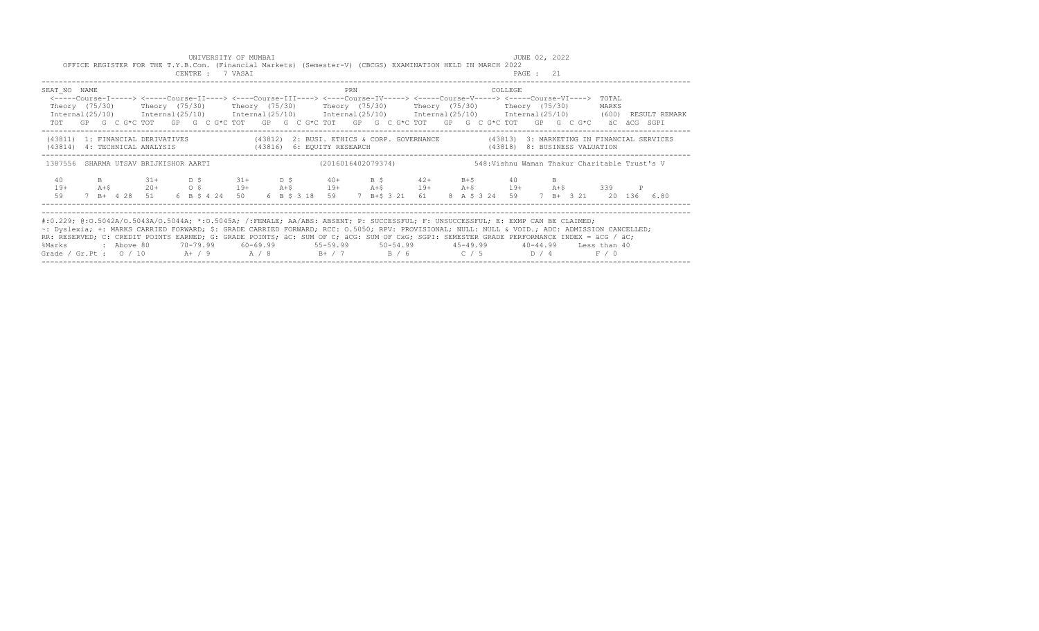UNIVERSITY OF MUMBAI
JUNE 02, 2022

OFFICE REGISTER FOR THE T.Y.B.Com. (Financial Markets) (Semester-V) (CBCGS) EXAMINATION HELD IN MARCH 2022

CENTRE : 7 VASAI

```
SEAT_NO  NAME                                                         PRN                                  COLLEGE
 <-----Course-I-----> <-----Course-II----> <-----Course-III----> <----Course-IV-----> <-----Course-V-----> <-----Course-VI---->  TOTAL
 Theory (75/30)      Theory (75/30)      Theory (75/30)       Theory (75/30)      Theory (75/30)      Theory (75/30)         MARKS
 Internal(25/10)     Internal(25/10)     Internal(25/10)      Internal(25/10)     Internal(25/10)     Internal(25/10)        (600)  RESULT REMARK
 TOT   GP  G  C G*C TOT   GP  G  C G*C TOT   GP  G  C G*C TOT   GP  G  C G*C TOT   GP  G  C G*C TOT   GP  G  C G*C    äC  äCG  SGPI
--------------------------------------------------------------------------------------------------------------------------------------------
 (43811)  1: FINANCIAL DERIVATIVES        (43812)  2: BUSI. ETHICS & CORP. GOVERNANCE      (43813)  3: MARKETING IN FINANCIAL SERVICES
 (43814)  4: TECHNICAL ANALYSIS           (43816)  6: EQUITY RESEARCH                       (43818)  8: BUSINESS VALUATION
--------------------------------------------------------------------------------------------------------------------------------------------
 1387556  SHARMA UTSAV BRIJKISHOR AARTI                       (2016016402079374)            548:Vishnu Waman Thakur Charitable Trust's V

  40        B        31+      D $       31+      D $       40+       B $       42+      B+$       40        B
  19+      A+$       20+      O $       19+      A+$       19+      A+$       19+      A+$       19+      A+$       339    P
  59    7  B+  4 28   51    6  B $ 4 24   50    6  B $ 3 18   59    7  B+$ 3 21   61    8  A $ 3 24   59    7  B+  3 21    20  136  6.80
--------------------------------------------------------------------------------------------------------------------------------------------
```

#:O.229; @:O.5042A/O.5043A/O.5044A; *:O.5045A; /:FEMALE; AA/ABS: ABSENT; P: SUCCESSFUL; F: UNSUCCESSFUL; E: EXMP CAN BE CLAIMED;
~: Dyslexia; +: MARKS CARRIED FORWARD; $: GRADE CARRIED FORWARD; RCC: O.5050; RPV: PROVISIONAL; NULL: NULL & VOID.; ADC: ADMISSION CANCELLED;
RR: RESERVED; C: CREDIT POINTS EARNED; G: GRADE POINTS; äC: SUM OF C; äCG: SUM OF CxG; SGPI: SEMESTER GRADE PERFORMANCE INDEX = äCG / äC;

| %Marks | : Above 80 | 70-79.99 | 60-69.99 | 55-59.99 | 50-54.99 | 45-49.99 | 40-44.99 | Less than 40 |
|---|---|---|---|---|---|---|---|---|
| Grade / Gr.Pt : | O / 10 | A+ / 9 | A / 8 | B+ / 7 | B / 6 | C / 5 | D / 4 | F / 0 |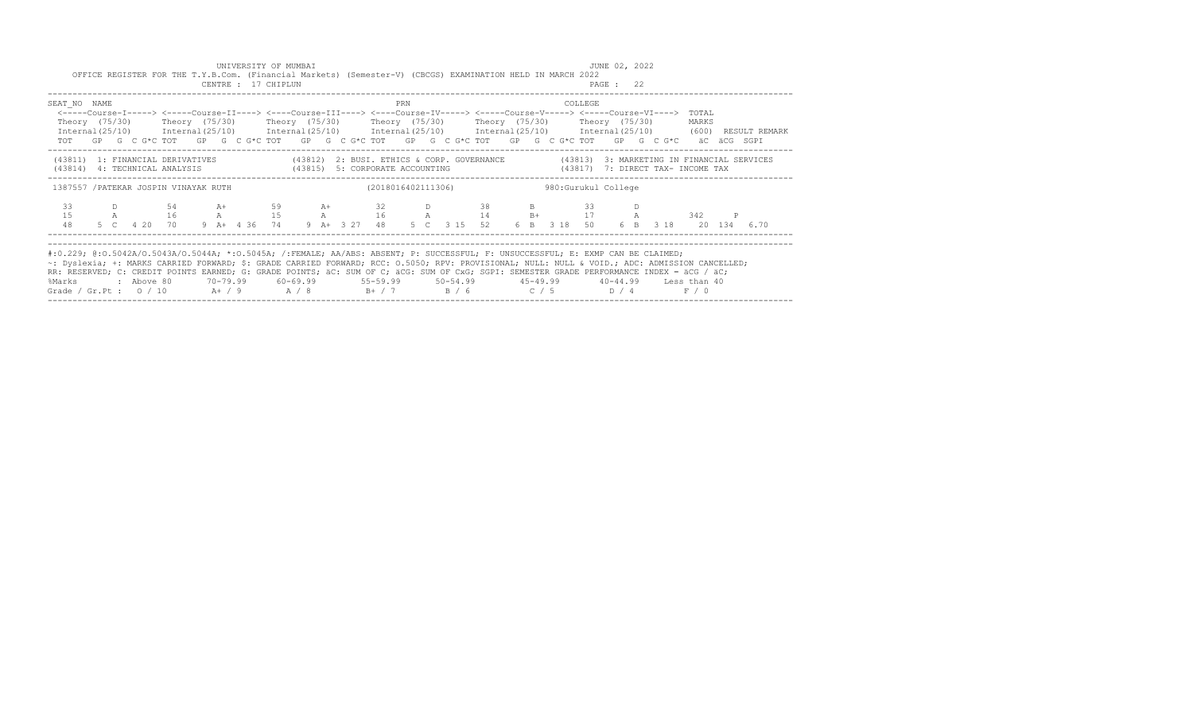UNIVERSITY OF MUMBAI

JUNE 02, 2022

OFFICE REGISTER FOR THE T.Y.B.Com. (Financial Markets) (Semester-V) (CBCGS) EXAMINATION HELD IN MARCH 2022

CENTRE : 17 CHIPLUN

PAGE : 22

```
SEAT_NO  NAME                                                          PRN                                  COLLEGE
 <-----Course-I-----> <-----Course-II----> <----Course-III----> <----Course-IV-----> <-----Course-V-----> <-----Course-VI---->  TOTAL
 Theory  (75/30)      Theory  (75/30)      Theory  (75/30)      Theory  (75/30)      Theory  (75/30)      Theory  (75/30)       MARKS
 Internal(25/10)      Internal(25/10)      Internal(25/10)      Internal(25/10)      Internal(25/10)      Internal(25/10)       (600)  RESULT REMARK
 TOT   GP  G  C G*C TOT   GP  G  C G*C TOT   GP  G  C G*C TOT   GP  G  C G*C TOT   GP  G  C G*C TOT   GP  G  C G*C    äC  äCG  SGPI
```

(43811) 1: FINANCIAL DERIVATIVES　(43812) 2: BUSI. ETHICS & CORP. GOVERNANCE　(43813) 3: MARKETING IN FINANCIAL SERVICES
(43814) 4: TECHNICAL ANALYSIS　(43815) 5: CORPORATE ACCOUNTING　(43817) 7: DIRECT TAX- INCOME TAX

1387557 /PATEKAR JOSPIN VINAYAK RUTH　(2018016402111306)　980:Gurukul College

```
 33       D         54       A+        59       A+        32       D         38       B         33       D
 15       A         16       A         15       A         16       A         14       B+        17       A           342     P
 48    5  C   4 20  70    9  A+  4 36  74    9  A+  3 27  48    5  C   3 15  52    6  B   3 18  50    6  B   3 18    20  134  6.70
```

#:O.229; @:O.5042A/O.5043A/O.5044A; *:O.5045A; /:FEMALE; AA/ABS: ABSENT; P: SUCCESSFUL; F: UNSUCCESSFUL; E: EXMP CAN BE CLAIMED;
~: Dyslexia; +: MARKS CARRIED FORWARD; $: GRADE CARRIED FORWARD; RCC: O.5050; RPV: PROVISIONAL; NULL: NULL & VOID.; ADC: ADMISSION CANCELLED;
RR: RESERVED; C: CREDIT POINTS EARNED; G: GRADE POINTS; äC: SUM OF C; äCG: SUM OF CxG; SGPI: SEMESTER GRADE PERFORMANCE INDEX = äCG / äC;

| %Marks | : Above 80 | 70-79.99 | 60-69.99 | 55-59.99 | 50-54.99 | 45-49.99 | 40-44.99 | Less than 40 |
|---|---|---|---|---|---|---|---|---|
| Grade / Gr.Pt : | O / 10 | A+ / 9 | A / 8 | B+ / 7 | B / 6 | C / 5 | D / 4 | F / 0 |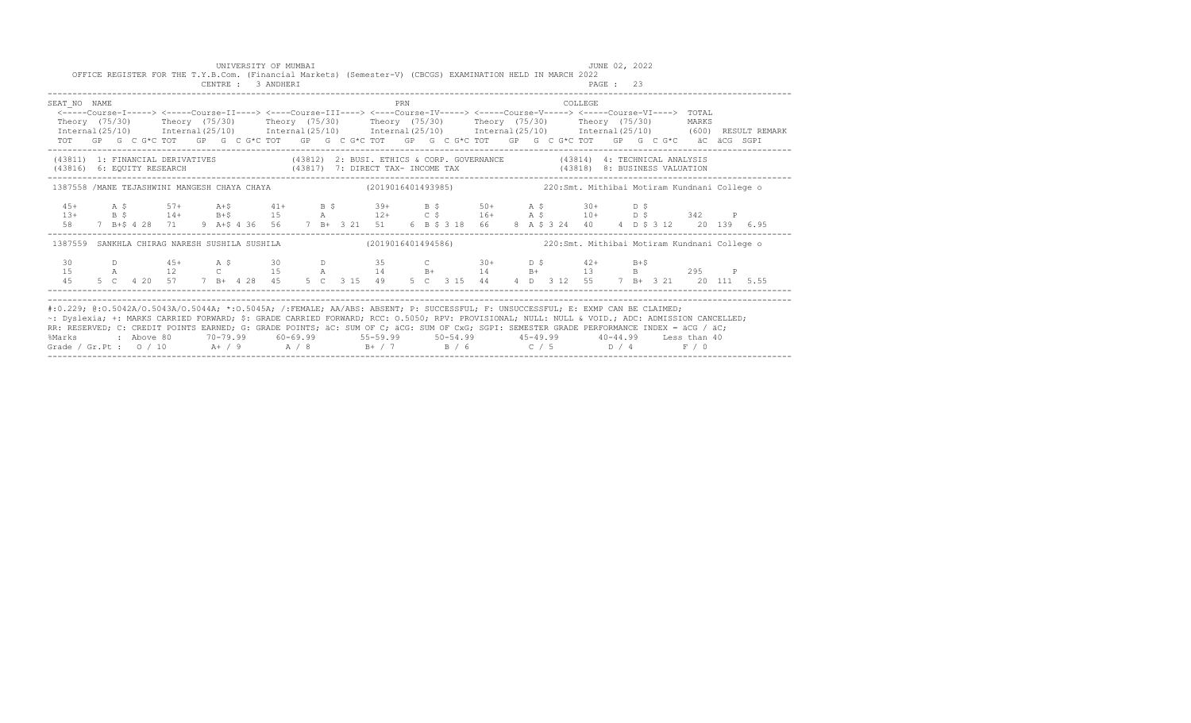UNIVERSITY OF MUMBAI
JUNE 02, 2022

OFFICE REGISTER FOR THE T.Y.B.Com. (Financial Markets) (Semester-V) (CBCGS) EXAMINATION HELD IN MARCH 2022

CENTRE : 3 ANDHERI

PAGE : 23

```
SEAT_NO  NAME                                                              PRN                                     COLLEGE
 <-----Course-I-----> <-----Course-II----> <----Course-III----> <----Course-IV-----> <-----Course-V-----> <-----Course-VI----> TOTAL
 Theory (75/30)       Theory (75/30)       Theory (75/30)       Theory (75/30)       Theory (75/30)       Theory (75/30)       MARKS
 Internal(25/10)      Internal(25/10)      Internal(25/10)      Internal(25/10)      Internal(25/10)      Internal(25/10)      (600)  RESULT REMARK
 TOT  GP  G  C G*C TOT  GP  G  C G*C TOT  GP  G  C G*C TOT  GP  G  C G*C TOT  GP  G  C G*C TOT  GP  G  C G*C   äC  äCG  SGPI

 (43811) 1: FINANCIAL DERIVATIVES          (43812) 2: BUSI. ETHICS & CORP. GOVERNANCE        (43814) 4: TECHNICAL ANALYSIS
 (43816) 6: EQUITY RESEARCH                (43817) 7: DIRECT TAX- INCOME TAX                 (43818) 8: BUSINESS VALUATION

 1387558 /MANE TEJASHWINI MANGESH CHAYA CHAYA              (2019016401493985)          220:Smt. Mithibai Motiram Kundnani College o

  45+     A $      57+     A+$      41+     B $      39+     B $      50+     A $      30+     D $
  13+     B $      14+     B+$      15      A        12+     C $      16+     A $      10+     D $       342    P
  58    7 B+$ 4 28  71    9 A+$ 4 36  56    7 B+  3 21  51    6 B $ 3 18  66    8 A $ 3 24  40    4 D $ 3 12   20 139  6.95

 1387559  SANKHLA CHIRAG NARESH SUSHILA SUSHILA            (2019016401494586)          220:Smt. Mithibai Motiram Kundnani College o

  30      D        45+     A $      30      D        35      C        30+     D $      42+     B+$
  15      A        12      C        15      A        14      B+       14      B+       13      B         295    P
  45    5 C   4 20  57    7 B+  4 28  45    5 C   3 15  49    5 C   3 15  44    4 D   3 12  55    7 B+  3 21   20 111  5.55
```

#:O.229; @:O.5042A/O.5043A/O.5044A; *:O.5045A; /:FEMALE; AA/ABS: ABSENT; P: SUCCESSFUL; F: UNSUCCESSFUL; E: EXMP CAN BE CLAIMED;
~: Dyslexia; +: MARKS CARRIED FORWARD; $: GRADE CARRIED FORWARD; RCC: O.5050; RPV: PROVISIONAL; NULL: NULL & VOID.; ADC: ADMISSION CANCELLED;
RR: RESERVED; C: CREDIT POINTS EARNED; G: GRADE POINTS; äC: SUM OF C; äCG: SUM OF CxG; SGPI: SEMESTER GRADE PERFORMANCE INDEX = äCG / äC;

| %Marks | : Above 80 | 70-79.99 | 60-69.99 | 55-59.99 | 50-54.99 | 45-49.99 | 40-44.99 | Less than 40 |
|---|---|---|---|---|---|---|---|---|
| Grade / Gr.Pt : | O / 10 | A+ / 9 | A / 8 | B+ / 7 | B / 6 | C / 5 | D / 4 | F / 0 |